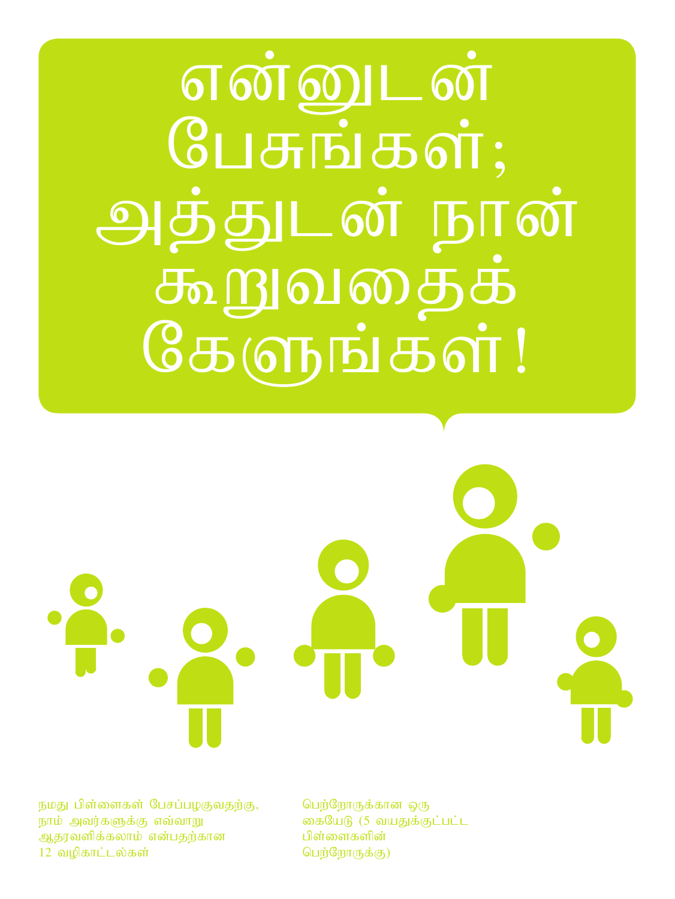# என்னுடன் பேசுங்கள்; அத்துடன் நான் கூறுவதைக் கேளுங்கள்!

நமது பிள்ளைகள் பேசப்பழகுவதற்கு, நாம் அவர்களுக்கு எவ்வாறு ஆதரவளிக்கலாம் என்பதற்கான 12 வழிகாட்டல்கள்

பெற்றோருக்கான ஒரு கையேடு (5 வயதுக்குட்பட்ட பிள்ளைகளின் பெற்றோருக்கு)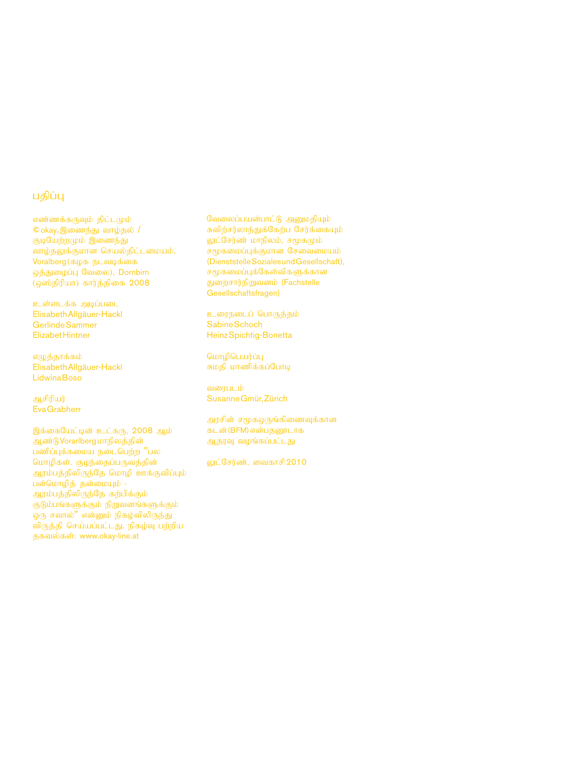## பதிப்பு

எண்ணக்கருவும் திட்டமும்
© okay. இணைந்து வாழ்தல் / குடியேற்றமும் இணைந்து வாழ்தலுக்குமான செயல்திட்டமையம், Voralberg (கழக நடவடிக்கை ஒத்துழைப்பு வேலை), Dornbirn (ஒஸ்திரியா) கார்த்திகை 2008

உள்ளடக்க அடிப்படை
Elisabeth Allgäuer-Hackl
Gerlinde Sammer
Elizabet Hintner

எழுத்தாக்கம்
Elisabeth Allgäuer-Hackl
Lidwina Boso

ஆசிரியர்
Eva Grabherr

இக்கையேட்டின் உட்கரு, 2008 ஆம் ஆண்டு Vorarlberg மாநிலத்தின் பணிப்புக்கமைய நடைபெற்ற "பல மொழிகள். குழந்தைப்பருவத்தின் ஆரம்பத்திலிருந்தே மொழி ஊக்குவிப்பும் பன்மொழித் தன்மையும் - ஆரம்பத்திலிருந்தே கற்பிக்கும் குடும்பங்களுக்கும் நிறுவனங்களுக்கும் ஒரு சவால்" என்னும் நிகழ்விலிருந்து விருத்தி செய்யப்பட்டது. நிகழ்வு பற்றிய தகவல்கள்: www.okay-line.at

வேலைப்பயன்பாட்டு அனுமதியும் சுவிற்சர்லாந்துக்கேற்ப சேர்க்கையும்
லூட்சேர்ண் மாநிலம், சமூகமும் சமூகமைப்புக்குமான சேவைமையம் (Dienststelle Soziales und Gesellschaft), சமூகமைப்புக்கேள்விகளுக்கான துறைசார்நிறுவனம் (Fachstelle Gesellschaftsfragen)

உரைநடைப் பொருத்தம்
Sabine Schoch
Heinz Spichtig-Bonetta

மொழிபெயர்ப்பு
சுமதி மாணிக்கப்போடி

வரைபடம்
Susanne Gmür, Zürich

அரசின் சமூகஒருங்கிணைவுக்கான கடன் (BFM) என்பதனூடாக ஆதரவு வழங்கப்பட்டது

லூட்சேர்ண், வைகாசி 2010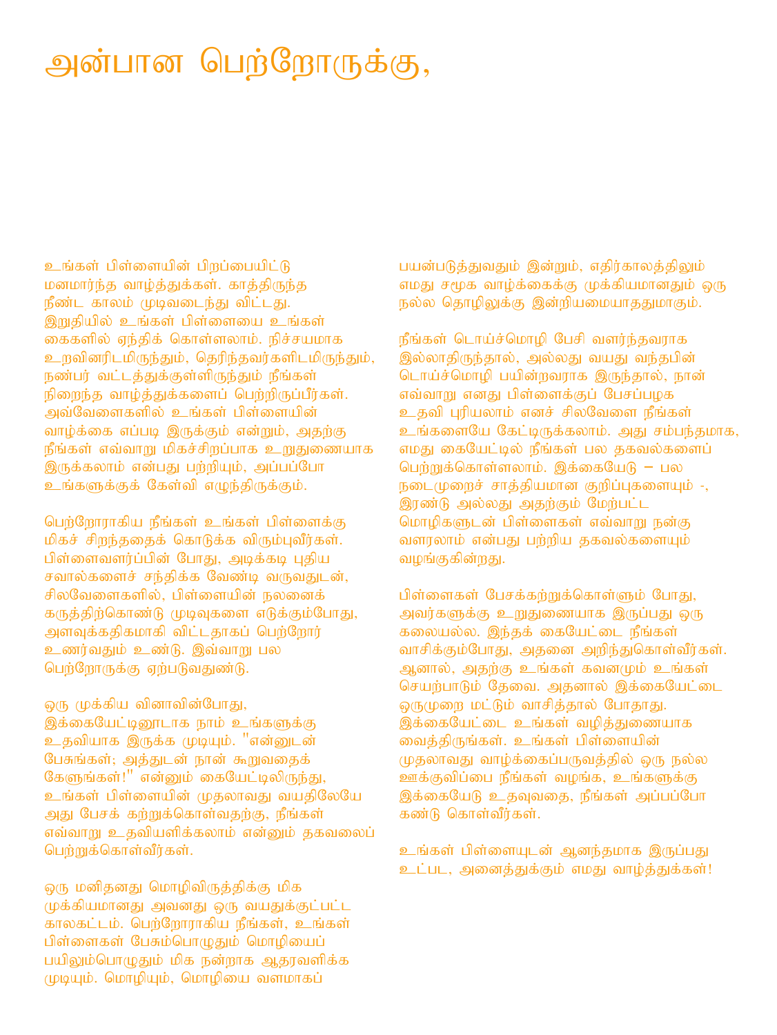# அன்பான பெற்றோருக்கு,

உங்கள் பிள்ளையின் பிறப்பையிட்டு மனமார்ந்த வாழ்த்துக்கள். காத்திருந்த நீண்ட காலம் முடிவடைந்து விட்டது. இறுதியில் உங்கள் பிள்ளையை உங்கள் கைகளில் ஏந்திக் கொள்ளலாம். நிச்சயமாக உறவினரிடமிருந்தும், தெரிந்தவர்களிடமிருந்தும், நண்பர் வட்டத்துக்குள்ளிருந்தும் நீங்கள் நிறைந்த வாழ்த்துக்களைப் பெற்றிருப்பீர்கள். அவ்வேளைகளில் உங்கள் பிள்ளையின் வாழ்க்கை எப்படி இருக்கும் என்றும், அதற்கு நீங்கள் எவ்வாறு மிகச்சிறப்பாக உறுதுணையாக இருக்கலாம் என்பது பற்றியும், அப்பப்போ உங்களுக்குக் கேள்வி எழுந்திருக்கும்.

பெற்றோராகிய நீங்கள் உங்கள் பிள்ளைக்கு மிகச் சிறந்ததைக் கொடுக்க விரும்புவீர்கள். பிள்ளைவளர்ப்பின் போது, அடிக்கடி புதிய சவால்களைச் சந்திக்க வேண்டி வருவதுடன், சிலவேளைகளில், பிள்ளையின் நலனைக் கருத்திற்கொண்டு முடிவுகளை எடுக்கும்போது, அளவுக்கதிகமாகி விட்டதாகப் பெற்றோர் உணர்வதும் உண்டு. இவ்வாறு பல பெற்றோருக்கு ஏற்படுவதுண்டு.

ஒரு முக்கிய வினாவின்போது, இக்கையேட்டினூடாக நாம் உங்களுக்கு உதவியாக இருக்க முடியும். "என்னுடன் பேசுங்கள்; அத்துடன் நான் கூறுவதைக் கேளுங்கள்!" என்னும் கையேட்டிலிருந்து, உங்கள் பிள்ளையின் முதலாவது வயதிலேயே அது பேசக் கற்றுக்கொள்வதற்கு, நீங்கள் எவ்வாறு உதவியளிக்கலாம் என்னும் தகவலைப் பெற்றுக்கொள்வீர்கள்.

ஒரு மனிதனது மொழிவிருத்திக்கு மிக முக்கியமானது அவனது ஒரு வயதுக்குட்பட்ட காலகட்டம். பெற்றோராகிய நீங்கள், உங்கள் பிள்ளைகள் பேசும்பொழுதும் மொழியைப் பயிலும்பொழுதும் மிக நன்றாக ஆதரவளிக்க முடியும். மொழியும், மொழியை வளமாகப் பயன்படுத்துவதும் இன்றும், எதிர்காலத்திலும் எமது சமூக வாழ்க்கைக்கு முக்கியமானதும் ஒரு நல்ல தொழிலுக்கு இன்றியமையாததுமாகும்.

நீங்கள் டொய்ச்மொழி பேசி வளர்ந்தவராக இல்லாதிருந்தால், அல்லது வயது வந்தபின் டொய்ச்மொழி பயின்றவராக இருந்தால், நான் எவ்வாறு எனது பிள்ளைக்குப் பேசப்பழக உதவி புரியலாம் எனச் சிலவேளை நீங்கள் உங்களையே கேட்டிருக்கலாம். அது சம்பந்தமாக, எமது கையேட்டில் நீங்கள் பல தகவல்களைப் பெற்றுக்கொள்ளலாம். இக்கையேடு – பல நடைமுறைச் சாத்தியமான குறிப்புகளையும் -, இரண்டு அல்லது அதற்கும் மேற்பட்ட மொழிகளுடன் பிள்ளைகள் எவ்வாறு நன்கு வளரலாம் என்பது பற்றிய தகவல்களையும் வழங்குகின்றது.

பிள்ளைகள் பேசக்கற்றுக்கொள்ளும் போது, அவர்களுக்கு உறுதுணையாக இருப்பது ஒரு கலையல்ல. இந்தக் கையேட்டை நீங்கள் வாசிக்கும்போது, அதனை அறிந்துகொள்வீர்கள். ஆனால், அதற்கு உங்கள் கவனமும் உங்கள் செயற்பாடும் தேவை. அதனால் இக்கையேட்டை ஒருமுறை மட்டும் வாசித்தால் போதாது. இக்கையேட்டை உங்கள் வழித்துணையாக வைத்திருங்கள். உங்கள் பிள்ளையின் முதலாவது வாழ்க்கைப்பருவத்தில் ஒரு நல்ல ஊக்குவிப்பை நீங்கள் வழங்க, உங்களுக்கு இக்கையேடு உதவுவதை, நீங்கள் அப்பப்போ கண்டு கொள்வீர்கள்.

உங்கள் பிள்ளையுடன் ஆனந்தமாக இருப்பது உட்பட, அனைத்துக்கும் எமது வாழ்த்துக்கள்!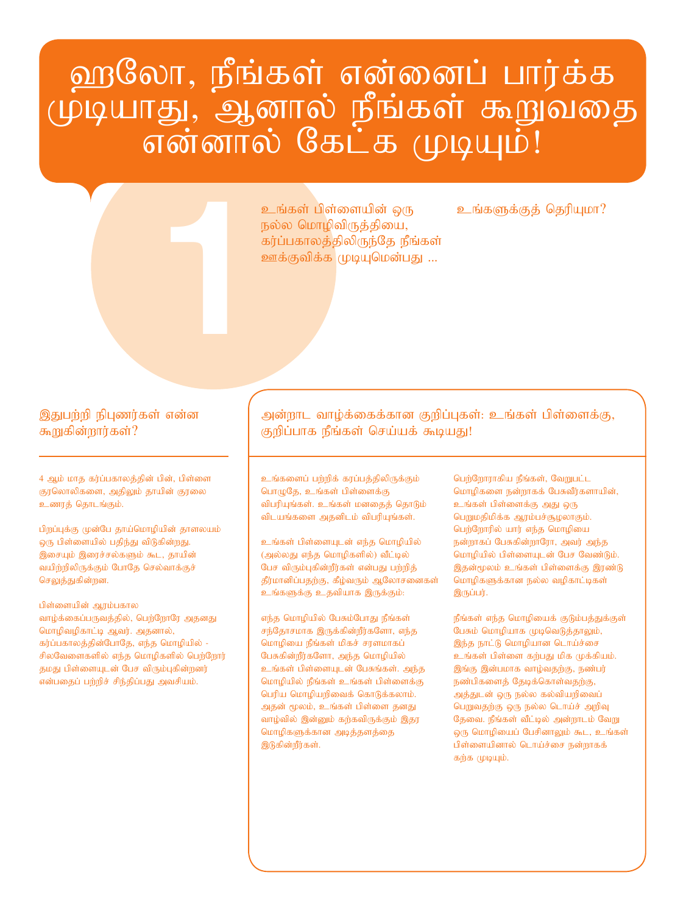# ஹலோ, நீங்கள் என்னைப் பார்க்க முடியாது, ஆனால் நீங்கள் கூறுவதை என்னால் கேட்க முடியும்!

## 1

உங்கள் பிள்ளையின் ஒரு நல்ல மொழிவிருத்தியை, கர்ப்பகாலத்திலிருந்தே நீங்கள் ஊக்குவிக்க முடியுமென்பது ...

உங்களுக்குத் தெரியுமா?

### இதுபற்றி நிபுணர்கள் என்ன கூறுகின்றார்கள்?

4 ஆம் மாத கர்ப்பகாலத்தின் பின், பிள்ளை குரலொலிகளை, அதிலும் தாயின் குரலை உணரத் தொடங்கும்.

பிறப்புக்கு முன்பே தாய்மொழியின் தாளலயம் ஒரு பிள்ளையில் பதிந்து விடுகின்றது. இசையும் இரைச்சல்களும் கூட, தாயின் வயிற்றிலிருக்கும் போதே செல்வாக்குச் செலுத்துகின்றன.

பிள்ளையின் ஆரம்பகால வாழ்க்கைப்பருவத்தில், பெற்றோரே அதனது மொழிவழிகாட்டி ஆவர். அதனால், கர்ப்பகாலத்தின்போதே, எந்த மொழியில் - சிலவேளைகளில் எந்த மொழிகளில் பெற்றோர் தமது பிள்ளையுடன் பேச விரும்புகின்றனர் என்பதைப் பற்றிச் சிந்திப்பது அவசியம்.

### அன்றாட வாழ்க்கைக்கான குறிப்புகள்: உங்கள் பிள்ளைக்கு, குறிப்பாக நீங்கள் செய்யக் கூடியது!

உங்களைப் பற்றிக் கரப்பத்திலிருக்கும் பொழுதே, உங்கள் பிள்ளைக்கு விபரியுங்கள். உங்கள் மனதைத் தொடும் விடயங்களை அதனிடம் விபரியுங்கள்.

உங்கள் பிள்ளையுடன் எந்த மொழியில் (அல்லது எந்த மொழிகளில்) வீட்டில் பேச விரும்புகின்றீர்கள் என்பது பற்றித் தீர்மானிப்பதற்கு, கீழ்வரும் ஆலோசனைகள் உங்களுக்கு உதவியாக இருக்கும்:

எந்த மொழியில் பேசும்போது நீங்கள் சந்தோசமாக இருக்கின்றீர்களோ, எந்த மொழியை நீங்கள் மிகச் சரளமாகப் பேசுகின்றீர்களோ, அந்த மொழியில் உங்கள் பிள்ளையுடன் பேசுங்கள். அந்த மொழியில் நீங்கள் உங்கள் பிள்ளைக்கு பெரிய மொழியறிவைக் கொடுக்கலாம். அதன் மூலம், உங்கள் பிள்ளை தனது வாழ்வில் இன்னும் கற்கவிருக்கும் இதர மொழிகளுக்கான அடித்தளத்தை இடுகின்றீர்கள்.

பெற்றோராகிய நீங்கள், வேறுபட்ட மொழிகளை நன்றாகப் பேசுவீர்களாயின், உங்கள் பிள்ளைக்கு அது ஒரு பெறுமதிமிக்க ஆரம்பச்சூழலாகும். பெற்றோரில் யார் எந்த மொழியை நன்றாகப் பேசுகின்றாரோ, அவர் அந்த மொழியில் பிள்ளையுடன் பேச வேண்டும். இதன்மூலம் உங்கள் பிள்ளைக்கு இரண்டு மொழிகளுக்கான நல்ல வழிகாட்டிகள் இருப்பர்.

நீங்கள் எந்த மொழியைக் குடும்பத்துக்குள் பேசும் மொழியாக முடிவெடுத்தாலும், இந்த நாட்டு மொழியான டொய்ச்சை உங்கள் பிள்ளை கற்பது மிக முக்கியம். இங்கு இன்பமாக வாழ்வதற்கு, நண்பர் நண்பிகளைத் தேடிக்கொள்வதற்கு, அத்துடன் ஒரு நல்ல கல்வியறிவைப் பெறுவதற்கு ஒரு நல்ல டொய்ச் அறிவு தேவை. நீங்கள் வீட்டில் அன்றாடம் வேறு ஒரு மொழியைப் பேசினாலும் கூட, உங்கள் பிள்ளையினால் டொய்ச்சை நன்றாகக் கற்க முடியும்.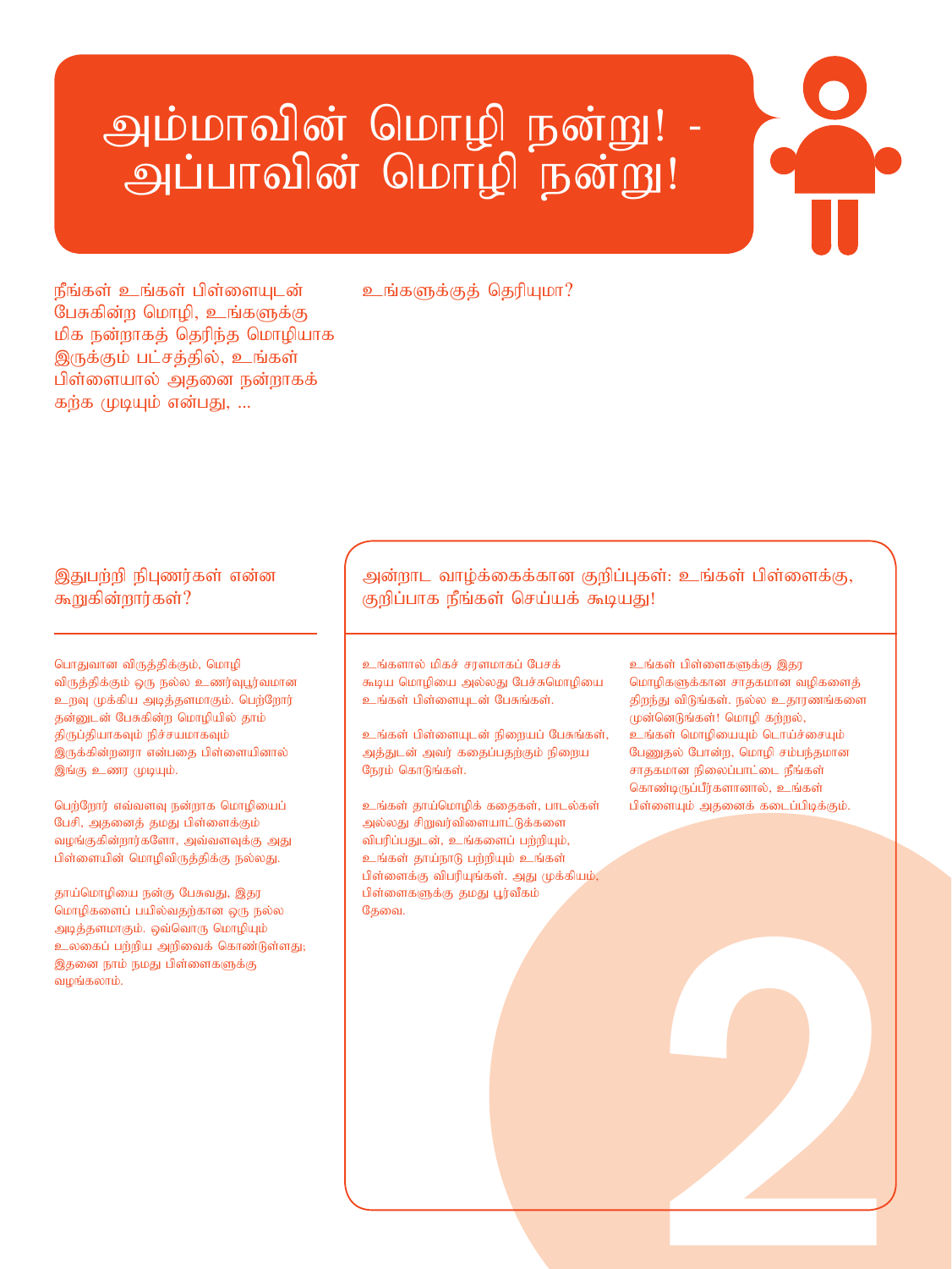# அம்மாவின் மொழி நன்று! - அப்பாவின் மொழி நன்று!

உங்களுக்குத் தெரியுமா?

நீங்கள் உங்கள் பிள்ளையுடன் பேசுகின்ற மொழி, உங்களுக்கு மிக நன்றாகத் தெரிந்த மொழியாக இருக்கும் பட்சத்தில், உங்கள் பிள்ளையால் அதனை நன்றாகக் கற்க முடியும் என்பது, ...

## இதுபற்றி நிபுணர்கள் என்ன கூறுகின்றார்கள்?

பொதுவான விருத்திக்கும், மொழி விருத்திக்கும் ஒரு நல்ல உணர்வுபூர்வமான உறவு முக்கிய அடித்தளமாகும். பெற்றோர் தன்னுடன் பேசுகின்ற மொழியில் தாம் திருப்தியாகவும் நிச்சயமாகவும் இருக்கின்றனரா என்பதை பிள்ளையினால் இங்கு உணர முடியும்.

பெற்றோர் எவ்வளவு நன்றாக மொழியைப் பேசி, அதனைத் தமது பிள்ளைக்கும் வழங்குகின்றார்களோ, அவ்வளவுக்கு அது பிள்ளையின் மொழிவிருத்திக்கு நல்லது.

தாய்மொழியை நன்கு பேசுவது, இதர மொழிகளைப் பயில்வதற்கான ஒரு நல்ல அடித்தளமாகும். ஒவ்வொரு மொழியும் உலகைப் பற்றிய அறிவைக் கொண்டுள்ளது; இதனை நாம் நமது பிள்ளைகளுக்கு வழங்கலாம்.

## அன்றாட வாழ்க்கைக்கான குறிப்புகள்: உங்கள் பிள்ளைக்கு, குறிப்பாக நீங்கள் செய்யக் கூடியது!

உங்களால் மிகச் சரளமாகப் பேசக் கூடிய மொழியை அல்லது பேச்சுமொழியை உங்கள் பிள்ளையுடன் பேசுங்கள்.

உங்கள் பிள்ளையுடன் நிறையப் பேசுங்கள், அத்துடன் அவர் கதைப்பதற்கும் நிறைய நேரம் கொடுங்கள்.

உங்கள் தாய்மொழிக் கதைகள், பாடல்கள் அல்லது சிறுவர்விளையாட்டுக்களை விபரிப்பதுடன், உங்களைப் பற்றியும், உங்கள் தாய்நாடு பற்றியும் உங்கள் பிள்ளைக்கு விபரியுங்கள். அது முக்கியம், பிள்ளைகளுக்கு தமது பூர்வீகம் தேவை.

உங்கள் பிள்ளைகளுக்கு இதர மொழிகளுக்கான சாதகமான வழிகளைத் திறந்து விடுங்கள். நல்ல உதாரணங்களை முன்னெடுங்கள்! மொழி கற்றல், உங்கள் மொழியையும் டொய்ச்சையும் பேணுதல் போன்ற, மொழி சம்பந்தமான சாதகமான நிலைப்பாட்டை நீங்கள் கொண்டிருப்பீர்களானால், உங்கள் பிள்ளையும் அதனைக் கடைப்பிடிக்கும்.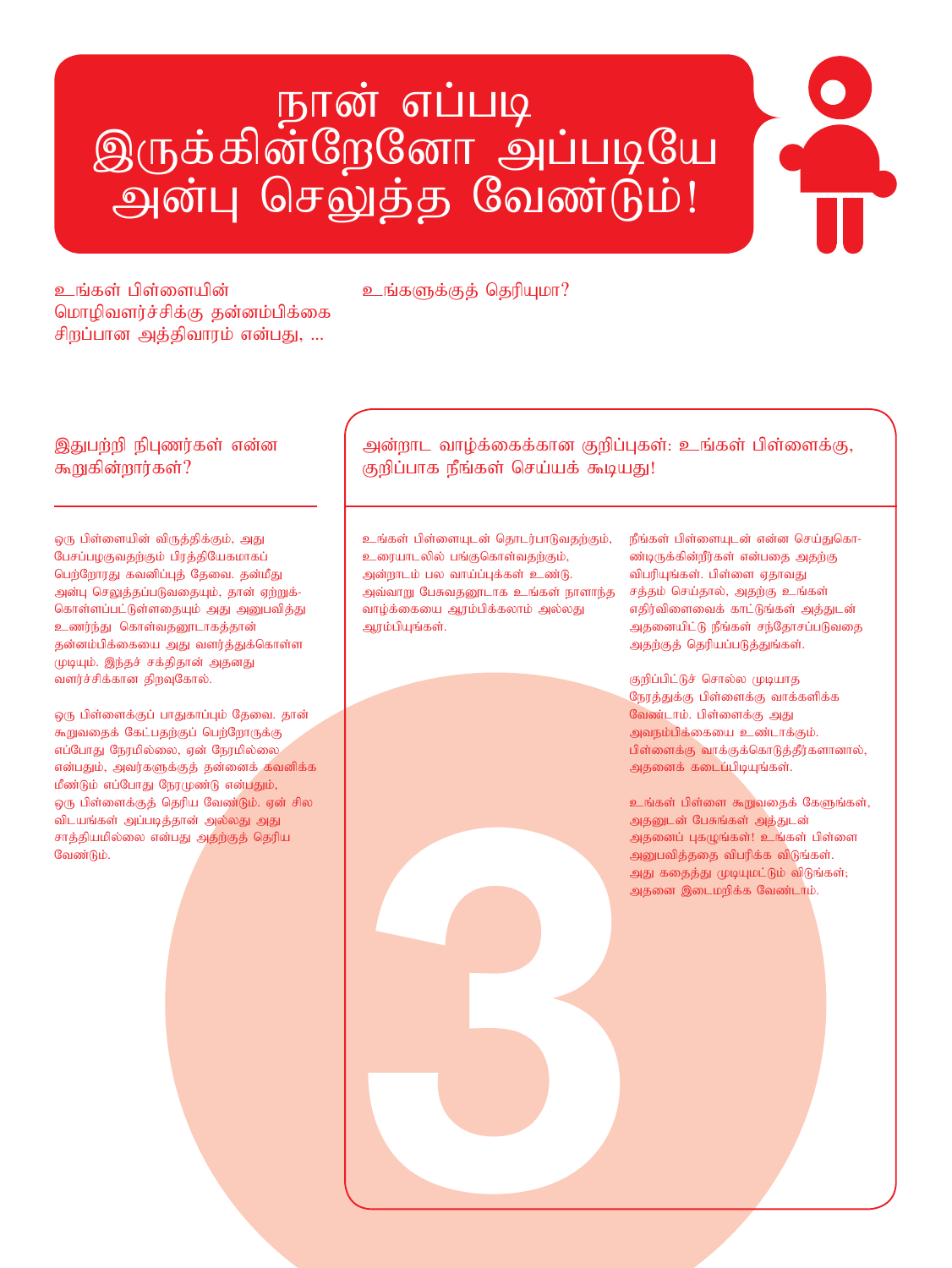# நான் எப்படி இருக்கின்றேனோ அப்படியே அன்பு செலுத்த வேண்டும்!

உங்கள் பிள்ளையின் மொழிவளர்ச்சிக்கு தன்னம்பிக்கை சிறப்பான அத்திவாரம் என்பது, ...

உங்களுக்குத் தெரியுமா?

## இதுபற்றி நிபுணர்கள் என்ன கூறுகின்றார்கள்?

ஒரு பிள்ளையின் விருத்திக்கும், அது பேசப்பழகுவதற்கும் பிரத்தியேகமாகப் பெற்றோரது கவனிப்புத் தேவை. தன்மீது அன்பு செலுத்தப்படுவதையும், தான் ஏற்றுக்கொள்ளப்பட்டுள்ளதையும் அது அனுபவித்து உணர்ந்து கொள்வதனூடாகத்தான் தன்னம்பிக்கையை அது வளர்த்துக்கொள்ள முடியும். இந்தச் சக்திதான் அதனது வளர்ச்சிக்கான திறவுகோல்.

ஒரு பிள்ளைக்குப் பாதுகாப்பும் தேவை. தான் கூறுவதைக் கேட்பதற்குப் பெற்றோருக்கு எப்போது நேரமில்லை, ஏன் நேரமில்லை என்பதும், அவர்களுக்குத் தன்னைக் கவனிக்க மீண்டும் எப்போது நேரமுண்டு என்பதும், ஒரு பிள்ளைக்குத் தெரிய வேண்டும். ஏன் சில விடயங்கள் அப்படித்தான் அல்லது அது சாத்தியமில்லை என்பது அதற்குத் தெரிய வேண்டும்.

## அன்றாட வாழ்க்கைக்கான குறிப்புகள்: உங்கள் பிள்ளைக்கு, குறிப்பாக நீங்கள் செய்யக் கூடியது!

உங்கள் பிள்ளையுடன் தொடர்பாடுவதற்கும், உரையாடலில் பங்குகொள்வதற்கும், அன்றாடம் பல வாய்ப்புக்கள் உண்டு. அவ்வாறு பேசுவதனூடாக உங்கள் நாளாந்த வாழ்க்கையை ஆரம்பிக்கலாம் அல்லது ஆரம்பியுங்கள்.

நீங்கள் பிள்ளையுடன் என்ன செய்துகொண்டிருக்கின்றீர்கள் என்பதை அதற்கு விபரியுங்கள். பிள்ளை ஏதாவது சத்தம் செய்தால், அதற்கு உங்கள் எதிர்விளைவைக் காட்டுங்கள் அத்துடன் அதனையிட்டு நீங்கள் சந்தோசப்படுவதை அதற்குத் தெரியப்படுத்துங்கள்.

குறிப்பிட்டுச் சொல்ல முடியாத நேரத்துக்கு பிள்ளைக்கு வாக்களிக்க வேண்டாம். பிள்ளைக்கு அது அவநம்பிக்கையை உண்டாக்கும். பிள்ளைக்கு வாக்குக்கொடுத்தீர்களானால், அதனைக் கடைப்பிடியுங்கள்.

உங்கள் பிள்ளை கூறுவதைக் கேளுங்கள், அதனுடன் பேசுங்கள் அத்துடன் அதனைப் புகழுங்கள்! உங்கள் பிள்ளை அனுபவித்ததை விபரிக்க விடுங்கள். அது கதைத்து முடியுமட்டும் விடுங்கள்; அதனை இடைமறிக்க வேண்டாம்.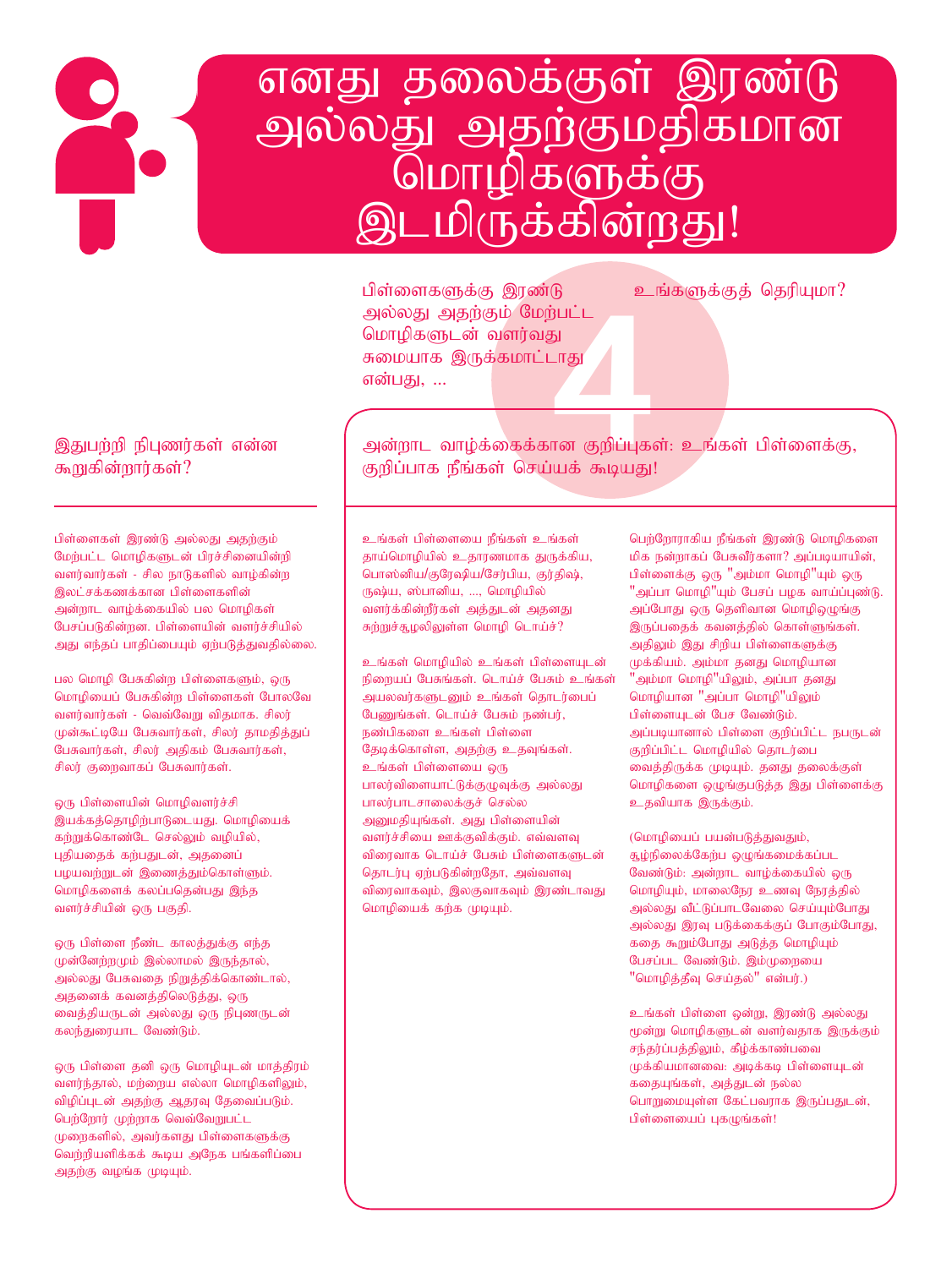# எனது தலைக்குள் இரண்டு அல்லது அதற்குமதிகமான மொழிகளுக்கு இடமிருக்கின்றது!

பிள்ளைகளுக்கு இரண்டு அல்லது அதற்கும் மேற்பட்ட மொழிகளுடன் வளர்வது சுமையாக இருக்கமாட்டாது என்பது, ...

உங்களுக்குத் தெரியுமா?

4

## இதுபற்றி நிபுணர்கள் என்ன கூறுகின்றார்கள்?

பிள்ளைகள் இரண்டு அல்லது அதற்கும் மேற்பட்ட மொழிகளுடன் பிரச்சினையின்றி வளர்வார்கள் - சில நாடுகளில் வாழ்கின்ற இலட்சக்கணக்கான பிள்ளைகளின் அன்றாட வாழ்க்கையில் பல மொழிகள் பேசப்படுகின்றன. பிள்ளையின் வளர்ச்சியில் அது எந்தப் பாதிப்பையும் ஏற்படுத்துவதில்லை.

பல மொழி பேசுகின்ற பிள்ளைகளும், ஒரு மொழியைப் பேசுகின்ற பிள்ளைகள் போலவே வளர்வார்கள் - வெவ்வேறு விதமாக. சிலர் முன்கூட்டியே பேசுவார்கள், சிலர் தாமதித்துப் பேசுவார்கள், சிலர் அதிகம் பேசுவார்கள், சிலர் குறைவாகப் பேசுவார்கள்.

ஒரு பிள்ளையின் மொழிவளர்ச்சி இயக்கத்தொழிற்பாடுடையது. மொழியைக் கற்றுக்கொண்டே செல்லும் வழியில், புதியதைக் கற்பதுடன், அதனைப் பழயவற்றுடன் இணைத்தும்கொள்ளும். மொழிகளைக் கலப்பதென்பது இந்த வளர்ச்சியின் ஒரு பகுதி.

ஒரு பிள்ளை நீண்ட காலத்துக்கு எந்த முன்னேற்றமும் இல்லாமல் இருந்தால், அல்லது பேசுவதை நிறுத்திக்கொண்டால், அதனைக் கவனத்திலெடுத்து, ஒரு வைத்தியருடன் அல்லது ஒரு நிபுணருடன் கலந்துரையாட வேண்டும்.

ஒரு பிள்ளை தனி ஒரு மொழியுடன் மாத்திரம் வளர்ந்தால், மற்றைய எல்லா மொழிகளிலும், விழிப்புடன் அதற்கு ஆதரவு தேவைப்படும். பெற்றோர் முற்றாக வெவ்வேறுபட்ட முறைகளில், அவர்களது பிள்ளைகளுக்கு வெற்றியளிக்கக் கூடிய அநேக பங்களிப்பை அதற்கு வழங்க முடியும்.

## அன்றாட வாழ்க்கைக்கான குறிப்புகள்: உங்கள் பிள்ளைக்கு, குறிப்பாக நீங்கள் செய்யக் கூடியது!

உங்கள் பிள்ளையை நீங்கள் உங்கள் தாய்மொழியில் உதாரணமாக துருக்கிய, பொஸ்னிய/குரேஷிய/சேர்பிய, குர்திஷ், ருஷ்ய, ஸ்பானிய, ..., மொழியில் வளர்க்கின்றீர்கள் அத்துடன் அதனது சுற்றுச்சூழலிலுள்ள மொழி டொய்ச்?

உங்கள் மொழியில் உங்கள் பிள்ளையுடன் நிறையப் பேசுங்கள். டொய்ச் பேசும் உங்கள் அயலவர்களுடனும் உங்கள் தொடர்பைப் பேணுங்கள். டொய்ச் பேசும் நண்பர், நண்பிகளை உங்கள் பிள்ளை தேடிக்கொள்ள, அதற்கு உதவுங்கள். உங்கள் பிள்ளையை ஒரு பாலர்விளையாட்டுக்குழுவுக்கு அல்லது பாலர்பாடசாலைக்குச் செல்ல அனுமதியுங்கள். அது பிள்ளையின் வளர்ச்சியை ஊக்குவிக்கும். எவ்வளவு விரைவாக டொய்ச் பேசும் பிள்ளைகளுடன் தொடர்பு ஏற்படுகின்றதோ, அவ்வளவு விரைவாகவும், இலகுவாகவும் இரண்டாவது மொழியைக் கற்க முடியும்.

பெற்றோராகிய நீங்கள் இரண்டு மொழிகளை மிக நன்றாகப் பேசுவீர்களா? அப்படியாயின், பிள்ளைக்கு ஒரு "அம்மா மொழி"யும் ஒரு "அப்பா மொழி"யும் பேசப் பழக வாய்ப்புண்டு. அப்போது ஒரு தெளிவான மொழிஒழுங்கு இருப்பதைக் கவனத்தில் கொள்ளுங்கள். அதிலும் இது சிறிய பிள்ளைகளுக்கு முக்கியம். அம்மா தனது மொழியான "அம்மா மொழி"யிலும், அப்பா தனது மொழியான "அப்பா மொழி"யிலும் பிள்ளையுடன் பேச வேண்டும். அப்படியானால் பிள்ளை குறிப்பிட்ட நபருடன் குறிப்பிட்ட மொழியில் தொடர்பை வைத்திருக்க முடியும். தனது தலைக்குள் மொழிகளை ஒழுங்குபடுத்த இது பிள்ளைக்கு உதவியாக இருக்கும்.

(மொழியைப் பயன்படுத்துவதும், சூழ்நிலைக்கேற்ப ஒழுங்கமைக்கப்பட வேண்டும்: அன்றாட வாழ்க்கையில் ஒரு மொழியும், மாலைநேர உணவு நேரத்தில் அல்லது வீட்டுப்பாடவேலை செய்யும்போது அல்லது இரவு படுக்கைக்குப் போகும்போது, கதை கூறும்போது அடுத்த மொழியும் பேசப்பட வேண்டும். இம்முறையை "மொழித்தீவு செய்தல்" என்பர்.)

உங்கள் பிள்ளை ஒன்று, இரண்டு அல்லது மூன்று மொழிகளுடன் வளர்வதாக இருக்கும் சந்தர்ப்பத்திலும், கீழ்க்காண்பவை முக்கியமானவை: அடிக்கடி பிள்ளையுடன் கதையுங்கள், அத்துடன் நல்ல பொறுமையுள்ள கேட்பவராக இருப்பதுடன், பிள்ளையைப் புகழுங்கள்!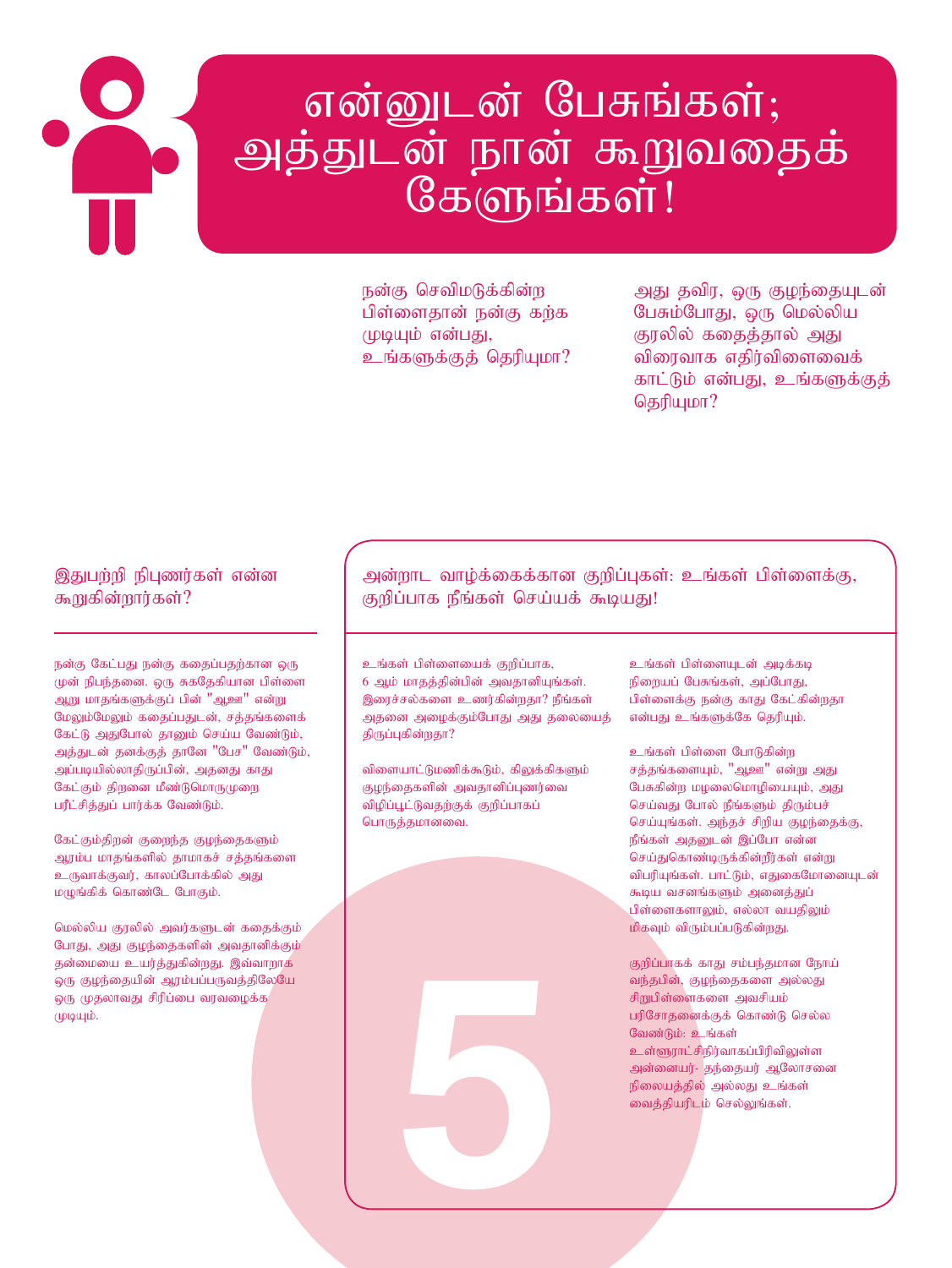# என்னுடன் பேசுங்கள்; அத்துடன் நான் கூறுவதைக் கேளுங்கள்!

நன்கு செவிமடுக்கின்ற பிள்ளைதான் நன்கு கற்க முடியும் என்பது, உங்களுக்குத் தெரியுமா?

அது தவிர, ஒரு குழந்தையுடன் பேசும்போது, ஒரு மெல்லிய குரலில் கதைத்தால் அது விரைவாக எதிர்விளைவைக் காட்டும் என்பது, உங்களுக்குத் தெரியுமா?

## இதுபற்றி நிபுணர்கள் என்ன கூறுகின்றார்கள்?

நன்கு கேட்பது நன்கு கதைப்பதற்கான ஒரு முன் நிபந்தனை. ஒரு சுகதேகியான பிள்ளை ஆறு மாதங்களுக்குப் பின் "ஆஊ" என்று மேலும்மேலும் கதைப்பதுடன், சத்தங்களைக் கேட்டு அதுபோல் தானும் செய்ய வேண்டும், அத்துடன் தனக்குத் தானே "பேச" வேண்டும், அப்படியில்லாதிருப்பின், அதனது காது கேட்கும் திறனை மீண்டுமொருமுறை பரீட்சித்துப் பார்க்க வேண்டும்.

கேட்கும்திறன் குறைந்த குழந்தைகளும் ஆரம்ப மாதங்களில் தாமாகச் சத்தங்களை உருவாக்குவர், காலப்போக்கில் அது மழுங்கிக் கொண்டே போகும்.

மெல்லிய குரலில் அவர்களுடன் கதைக்கும் போது, அது குழந்தைகளின் அவதானிக்கும் தன்மையை உயர்த்துகின்றது. இவ்வாறாக ஒரு குழந்தையின் ஆரம்பப்பருவத்திலேயே ஒரு முதலாவது சிரிப்பை வரவழைக்க முடியும்.

## அன்றாட வாழ்க்கைக்கான குறிப்புகள்: உங்கள் பிள்ளைக்கு, குறிப்பாக நீங்கள் செய்யக் கூடியது!

உங்கள் பிள்ளையைக் குறிப்பாக, 6 ஆம் மாதத்தின்பின் அவதானியுங்கள். இரைச்சல்களை உணர்கின்றதா? நீங்கள் அதனை அழைக்கும்போது அது தலையைத் திருப்புகின்றதா?

விளையாட்டுமணிக்கூடும், கிலுக்கிகளும் குழந்தைகளின் அவதானிப்புணர்வை விழிப்பூட்டுவதற்குக் குறிப்பாகப் பொருத்தமானவை.

உங்கள் பிள்ளையுடன் அடிக்கடி நிறையப் பேசுங்கள், அப்போது, பிள்ளைக்கு நன்கு காது கேட்கின்றதா என்பது உங்களுக்கே தெரியும்.

உங்கள் பிள்ளை போடுகின்ற சத்தங்களையும், "ஆஊ" என்று அது பேசுகின்ற மழலைமொழியையும், அது செய்வது போல் நீங்களும் திரும்பச் செய்யுங்கள். அந்தச் சிறிய குழந்தைக்கு, நீங்கள் அதனுடன் இப்போ என்ன செய்துகொண்டிருக்கின்றீர்கள் என்று விபரியுங்கள். பாட்டும், எதுகைமோனையுடன் கூடிய வசனங்களும் அனைத்துப் பிள்ளைகளாலும், எல்லா வயதிலும் மிகவும் விரும்பப்படுகின்றது.

குறிப்பாகக் காது சம்பந்தமான நோய் வந்தபின், குழந்தைகளை அல்லது சிறுபிள்ளைகளை அவசியம் பரிசோதனைக்குக் கொண்டு செல்ல வேண்டும்: உங்கள் உள்ளூராட்சிநிர்வாகப்பிரிவிலுள்ள அன்னையர்- தந்தையர் ஆலோசனை நிலையத்தில் அல்லது உங்கள் வைத்தியரிடம் செல்லுங்கள்.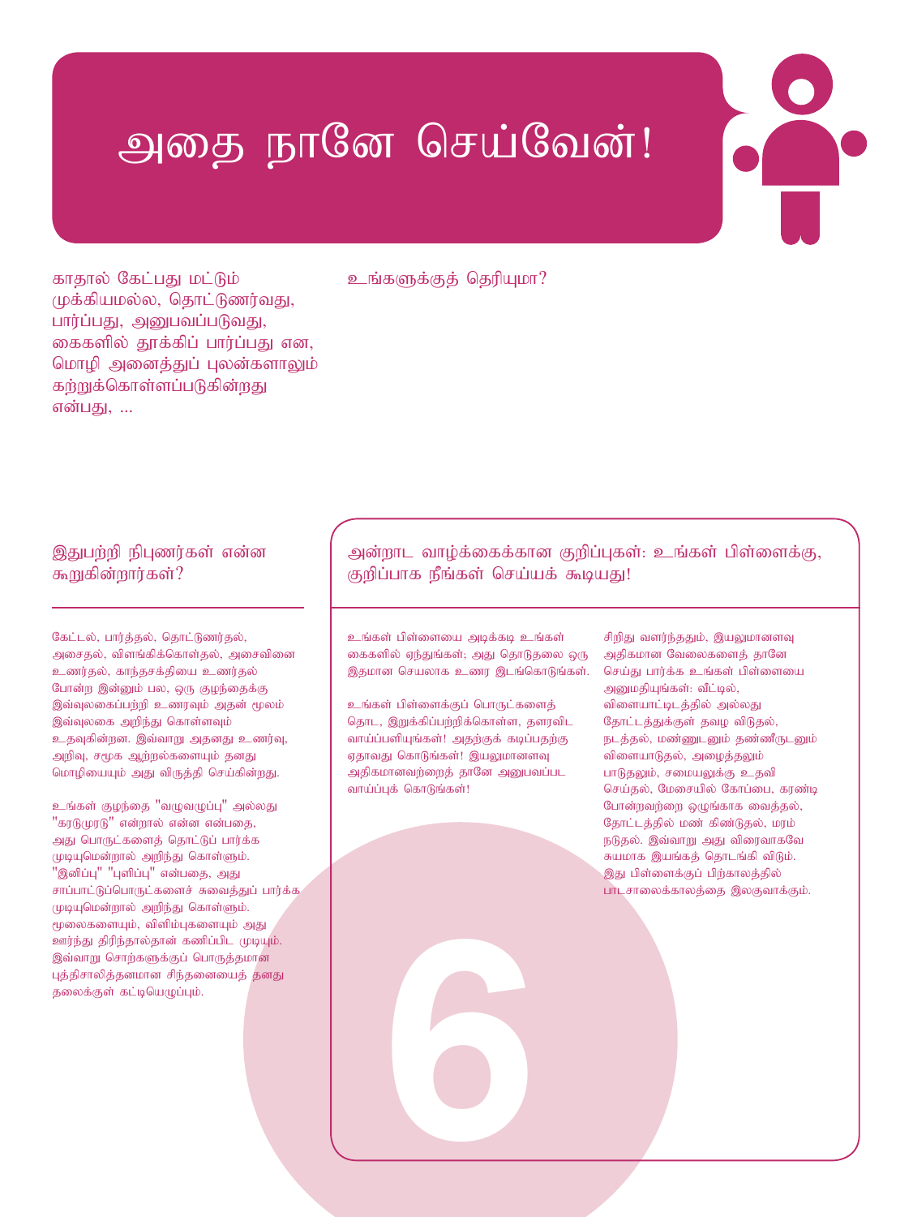# அதை நானே செய்வேன்!

காதால் கேட்பது மட்டும் முக்கியமல்ல, தொட்டுணர்வது, பார்ப்பது, அனுபவப்படுவது, கைகளில் தூக்கிப் பார்ப்பது என, மொழி அனைத்துப் புலன்களாலும் கற்றுக்கொள்ளப்படுகின்றது என்பது, ...

உங்களுக்குத் தெரியுமா?

## இதுபற்றி நிபுணர்கள் என்ன கூறுகின்றார்கள்?

கேட்டல், பார்த்தல், தொட்டுணர்தல், அசைதல், விளங்கிக்கொள்தல், அசைவினை உணர்தல், காந்தசக்தியை உணர்தல் போன்ற இன்னும் பல, ஒரு குழந்தைக்கு இவ்வுலகைப்பற்றி உணரவும் அதன் மூலம் இவ்வுலகை அறிந்து கொள்ளவும் உதவுகின்றன. இவ்வாறு அதனது உணர்வு, அறிவு, சமூக ஆற்றல்களையும் தனது மொழியையும் அது விருத்தி செய்கின்றது.

உங்கள் குழந்தை "வழுவழுப்பு" அல்லது "கரடுமுரடு" என்றால் என்ன என்பதை, அது பொருட்களைத் தொட்டுப் பார்க்க முடியுமென்றால் அறிந்து கொள்ளும். "இனிப்பு" "புளிப்பு" என்பதை, அது சாப்பாட்டுப்பொருட்களைச் சுவைத்துப் பார்க்க முடியுமென்றால் அறிந்து கொள்ளும். மூலைகளையும், விளிம்புகளையும் அது ஊர்ந்து திரிந்தால்தான் கணிப்பிட முடியும். இவ்வாறு சொற்களுக்குப் பொருத்தமான புத்திசாலித்தனமான சிந்தனையைத் தனது தலைக்குள் கட்டியெழுப்பும்.

## அன்றாட வாழ்க்கைக்கான குறிப்புகள்: உங்கள் பிள்ளைக்கு, குறிப்பாக நீங்கள் செய்யக் கூடியது!

உங்கள் பிள்ளையை அடிக்கடி உங்கள் கைகளில் ஏந்துங்கள்; அது தொடுதலை ஒரு இதமான செயலாக உணர இடங்கொடுங்கள்.

உங்கள் பிள்ளைக்குப் பொருட்களைத் தொட, இறுக்கிப்பற்றிக்கொள்ள, தளரவிட வாய்ப்பளியுங்கள்! அதற்குக் கடிப்பதற்கு ஏதாவது கொடுங்கள்! இயலுமானளவு அதிகமானவற்றைத் தானே அனுபவப்பட வாய்ப்புக் கொடுங்கள்!

சிறிது வளர்ந்ததும், இயலுமானளவு அதிகமான வேலைகளைத் தானே செய்து பார்க்க உங்கள் பிள்ளையை அனுமதியுங்கள்: வீட்டில், விளையாட்டிடத்தில் அல்லது தோட்டத்துக்குள் தவழ விடுதல், நடத்தல், மண்ணுடனும் தண்ணீருடனும் விளையாடுதல், அழைத்தலும் பாடுதலும், சமையலுக்கு உதவி செய்தல், மேசையில் கோப்பை, கரண்டி போன்றவற்றை ஒழுங்காக வைத்தல், தோட்டத்தில் மண் கிண்டுதல், மரம் நடுதல். இவ்வாறு அது விரைவாகவே சுயமாக இயங்கத் தொடங்கி விடும். இது பிள்ளைக்குப் பிற்காலத்தில் பாடசாலைக்காலத்தை இலகுவாக்கும்.

6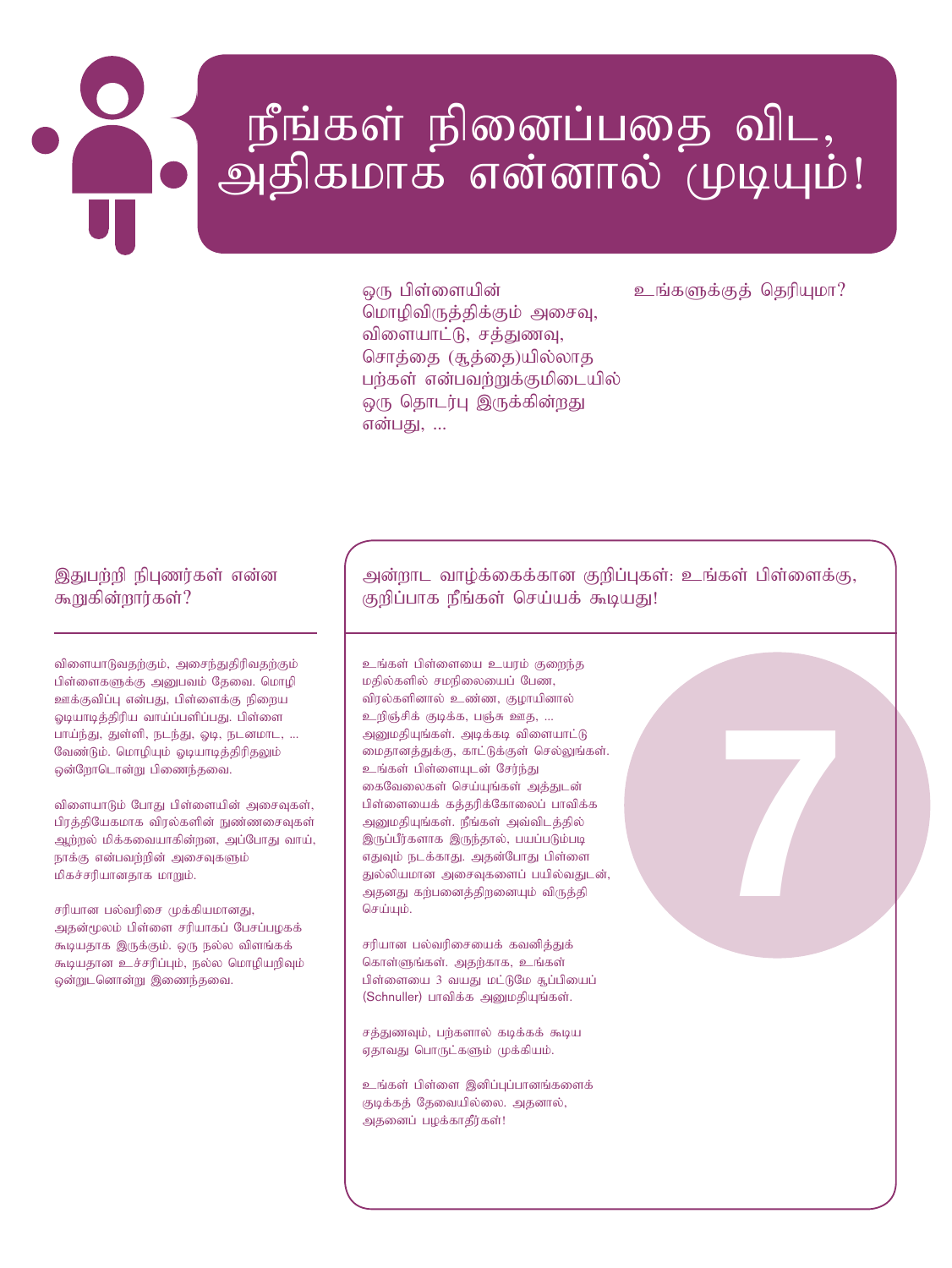# நீங்கள் நினைப்பதை விட, அதிகமாக என்னால் முடியும்!

ஒரு பிள்ளையின் மொழிவிருத்திக்கும் அசைவு, விளையாட்டு, சத்துணவு, சொத்தை (சூத்தை)யில்லாத பற்கள் என்பவற்றுக்குமிடையில் ஒரு தொடர்பு இருக்கின்றது என்பது, ...

உங்களுக்குத் தெரியுமா?

## இதுபற்றி நிபுணர்கள் என்ன கூறுகின்றார்கள்?

விளையாடுவதற்கும், அசைந்துதிரிவதற்கும் பிள்ளைகளுக்கு அனுபவம் தேவை. மொழி ஊக்குவிப்பு என்பது, பிள்ளைக்கு நிறைய ஓடியாடித்திரிய வாய்ப்பளிப்பது. பிள்ளை பாய்ந்து, துள்ளி, நடந்து, ஓடி, நடனமாட, ... வேண்டும். மொழியும் ஓடியாடித்திரிதலும் ஒன்றோடொன்று பிணைந்தவை.

விளையாடும் போது பிள்ளையின் அசைவுகள், பிரத்தியேகமாக விரல்களின் நுண்ணசைவுகள் ஆற்றல் மிக்கவையாகின்றன, அப்போது வாய், நாக்கு என்பவற்றின் அசைவுகளும் மிகச்சரியானதாக மாறும்.

சரியான பல்வரிசை முக்கியமானது, அதன்மூலம் பிள்ளை சரியாகப் பேசப்பழகக் கூடியதாக இருக்கும். ஒரு நல்ல விளங்கக் கூடியதான உச்சரிப்பும், நல்ல மொழியறிவும் ஒன்றுடனொன்று இணைந்தவை.

## அன்றாட வாழ்க்கைக்கான குறிப்புகள்: உங்கள் பிள்ளைக்கு, குறிப்பாக நீங்கள் செய்யக் கூடியது!

7

உங்கள் பிள்ளையை உயரம் குறைந்த மதில்களில் சமநிலையைப் பேண, விரல்களினால் உண்ண, குழாயினால் உறிஞ்சிக் குடிக்க, பஞ்சு ஊத, ... அனுமதியுங்கள். அடிக்கடி விளையாட்டு மைதானத்துக்கு, காட்டுக்குள் செல்லுங்கள். உங்கள் பிள்ளையுடன் சேர்ந்து கைவேலைகள் செய்யுங்கள் அத்துடன் பிள்ளையைக் கத்தரிக்கோலைப் பாவிக்க அனுமதியுங்கள். நீங்கள் அவ்விடத்தில் இருப்பீர்களாக இருந்தால், பயப்படும்படி எதுவும் நடக்காது. அதன்போது பிள்ளை துல்லியமான அசைவுகளைப் பயில்வதுடன், அதனது கற்பனைத்திறனையும் விருத்தி செய்யும்.

சரியான பல்வரிசையைக் கவனித்துக் கொள்ளுங்கள். அதற்காக, உங்கள் பிள்ளையை 3 வயது மட்டுமே சூப்பியைப் (Schnuller) பாவிக்க அனுமதியுங்கள்.

சத்துணவும், பற்களால் கடிக்கக் கூடிய ஏதாவது பொருட்களும் முக்கியம்.

உங்கள் பிள்ளை இனிப்புப்பானங்களைக் குடிக்கத் தேவையில்லை. அதனால், அதனைப் பழக்காதீர்கள்!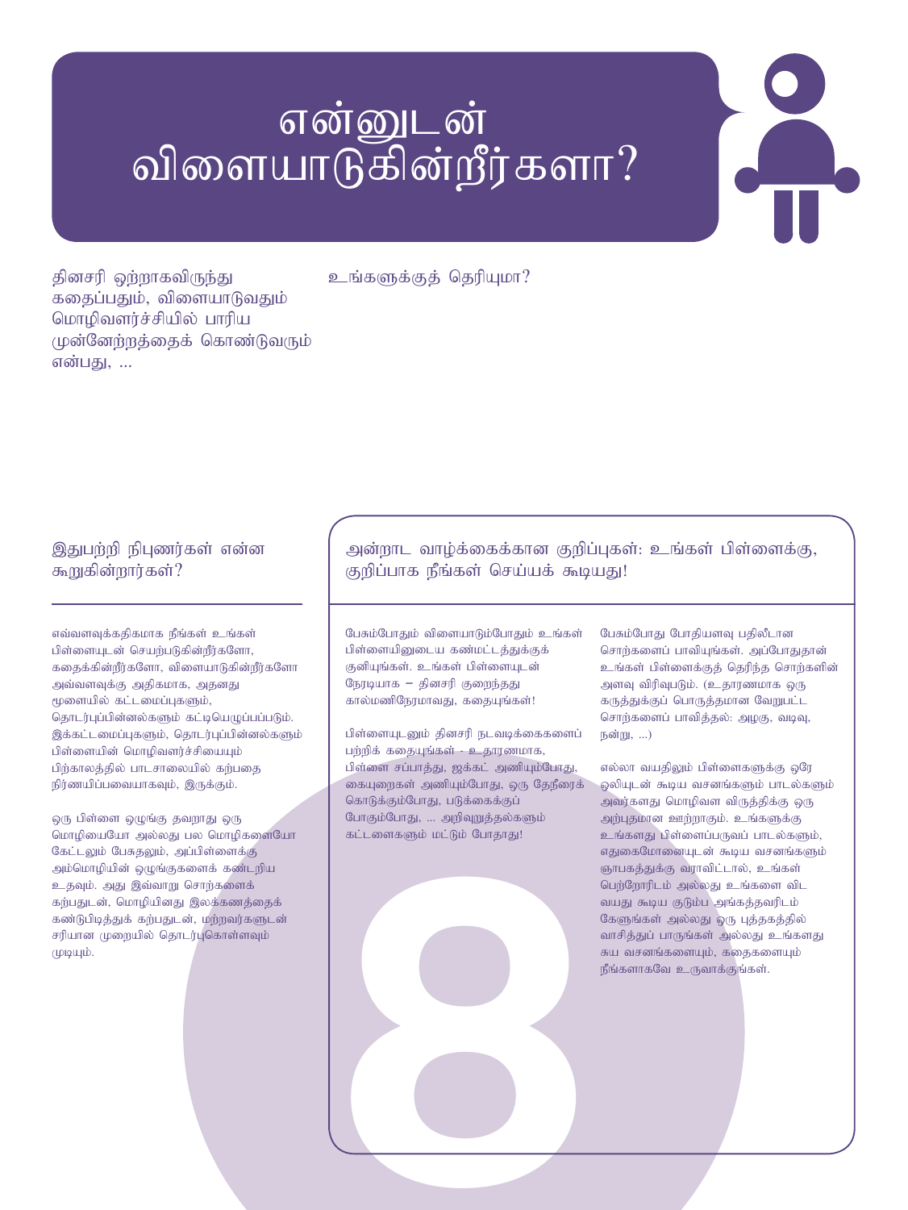# என்னுடன் விளையாடுகின்றீர்களா?

தினசரி ஒற்றாகவிருந்து கதைப்பதும், விளையாடுவதும் மொழிவளர்ச்சியில் பாரிய முன்னேற்றத்தைக் கொண்டுவரும் என்பது, ...

உங்களுக்குத் தெரியுமா?

## இதுபற்றி நிபுணர்கள் என்ன கூறுகின்றார்கள்?

எவ்வளவுக்கதிகமாக நீங்கள் உங்கள் பிள்ளையுடன் செயற்படுகின்றீர்களோ, கதைக்கின்றீர்களோ, விளையாடுகின்றீர்களோ அவ்வளவுக்கு அதிகமாக, அதனது மூளையில் கட்டமைப்புகளும், தொடர்புப்பின்னல்களும் கட்டியெழுப்பப்படும். இக்கட்டமைப்புகளும், தொடர்புப்பின்னல்களும் பிள்ளையின் மொழிவளர்ச்சியையும் பிற்காலத்தில் பாடசாலையில் கற்பதை நிர்ணயிப்பவையாகவும், இருக்கும்.

ஒரு பிள்ளை ஒழுங்கு தவறாது ஒரு மொழியையோ அல்லது பல மொழிகளையோ கேட்டலும் பேசுதலும், அப்பிள்ளைக்கு அம்மொழியின் ஒழுங்குகளைக் கண்டறிய உதவும். அது இவ்வாறு சொற்களைக் கற்பதுடன், மொழியினது இலக்கணத்தைக் கண்டுபிடித்துக் கற்பதுடன், மற்றவர்களுடன் சரியான முறையில் தொடர்புகொள்ளவும் முடியும்.

## அன்றாட வாழ்க்கைக்கான குறிப்புகள்: உங்கள் பிள்ளைக்கு, குறிப்பாக நீங்கள் செய்யக் கூடியது!

பேசும்போதும் விளையாடும்போதும் உங்கள் பிள்ளையினுடைய கண்மட்டத்துக்குக் குனியுங்கள். உங்கள் பிள்ளையுடன் நேரடியாக – தினசரி குறைந்தது கால்மணிநேரமாவது, கதையுங்கள்!

பிள்ளையுடனும் தினசரி நடவடிக்கைகளைப் பற்றிக் கதையுங்கள் - உதாரணமாக, பிள்ளை சப்பாத்து, ஜக்கட் அணியும்போது, கையுறைகள் அணியும்போது, ஒரு தேநீரைக் கொடுக்கும்போது, படுக்கைக்குப் போகும்போது, ... அறிவுறுத்தல்களும் கட்டளைகளும் மட்டும் போதாது!

பேசும்போது போதியளவு பதிலீடான சொற்களைப் பாவியுங்கள். அப்போதுதான் உங்கள் பிள்ளைக்குத் தெரிந்த சொற்களின் அளவு விரிவுபடும். (உதாரணமாக ஒரு கருத்துக்குப் பொருத்தமான வேறுபட்ட சொற்களைப் பாவித்தல்: அழகு, வடிவு, நன்று, ...)

எல்லா வயதிலும் பிள்ளைகளுக்கு ஒரே ஓலியுடன் கூடிய வசனங்களும் பாடல்களும் அவர்களது மொழிவள விருத்திக்கு ஒரு அற்புதமான ஊற்றாகும். உங்களுக்கு உங்களது பிள்ளைப்பருவப் பாடல்களும், எதுகைமோனையுடன் கூடிய வசனங்களும் ஞாபகத்துக்கு வராவிட்டால், உங்கள் பெற்றோரிடம் அல்லது உங்களை விட வயது கூடிய குடும்ப அங்கத்தவரிடம் கேளுங்கள் அல்லது ஒரு புத்தகத்தில் வாசித்துப் பாருங்கள் அல்லது உங்களது சுய வசனங்களையும், கதைகளையும் நீங்களாகவே உருவாக்குங்கள்.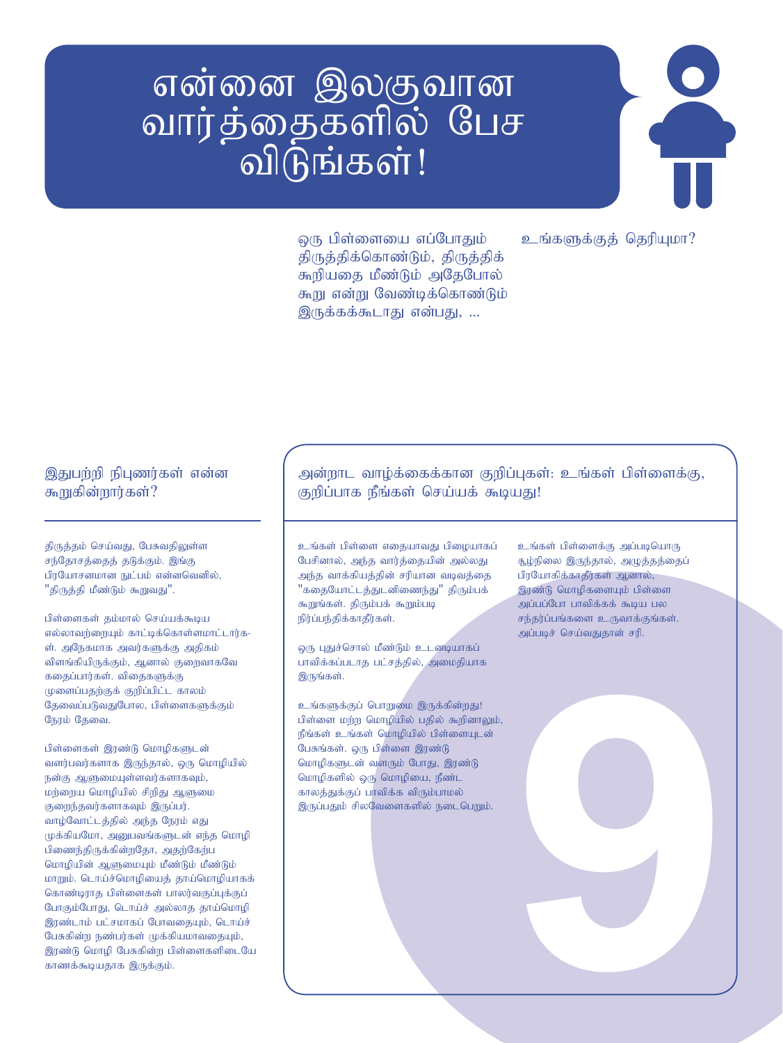# என்னை இலகுவான வார்த்தைகளில் பேச விடுங்கள்!

உங்களுக்குத் தெரியுமா?

ஒரு பிள்ளையை எப்போதும் திருத்திக்கொண்டும், திருத்திக் கூறியதை மீண்டும் அதேபோல் கூறு என்று வேண்டிக்கொண்டும் இருக்கக்கூடாது என்பது, ...

## இதுபற்றி நிபுணர்கள் என்ன கூறுகின்றார்கள்?

திருத்தம் செய்வது, பேசுவதிலுள்ள சந்தோசத்தைத் தடுக்கும். இங்கு பிரயோசனமான நுட்பம் என்னவெனில், "திருத்தி மீண்டும் கூறுவது".

பிள்ளைகள் தம்மால் செய்யக்கூடிய எல்லாவற்றையும் காட்டிக்கொள்ளமாட்டார்கள். அநேகமாக அவர்களுக்கு அதிகம் விளங்கியிருக்கும், ஆனால் குறைவாகவே கதைப்பார்கள். விதைகளுக்கு முளைப்பதற்குக் குறிப்பிட்ட காலம் தேவைப்படுவதுபோல, பிள்ளைகளுக்கும் நேரம் தேவை.

பிள்ளைகள் இரண்டு மொழிகளுடன் வளர்பவர்களாக இருந்தால், ஒரு மொழியில் நன்கு ஆளுமையுள்ளவர்களாகவும், மற்றைய மொழியில் சிறிது ஆளுமை குறைந்தவர்களாகவும் இருப்பர். வாழ்வோட்டத்தில் அந்த நேரம் எது முக்கியமோ, அனுபவங்களுடன் எந்த மொழி பிணைந்திருக்கின்றதோ, அதற்கேற்ப மொழியின் ஆளுமையும் மீண்டும் மீண்டும் மாறும். டொய்ச்மொழியைத் தாய்மொழியாகக் கொண்டிராத பிள்ளைகள் பாலர்வகுப்புக்குப் போகும்போது, டொய்ச் அல்லாத தாய்மொழி இரண்டாம் பட்சமாகப் போவதையும், டொய்ச் பேசுகின்ற நண்பர்கள் முக்கியமாவதையும், இரண்டு மொழி பேசுகின்ற பிள்ளைகளிடையே காணக்கூடியதாக இருக்கும்.

## அன்றாட வாழ்க்கைக்கான குறிப்புகள்: உங்கள் பிள்ளைக்கு, குறிப்பாக நீங்கள் செய்யக் கூடியது!

உங்கள் பிள்ளை எதையாவது பிழையாகப் பேசினால், அந்த வார்த்தையின் அல்லது அந்த வாக்கியத்தின் சரியான வடிவத்தை "கதையோட்டத்துடனிணைந்து" திரும்பக் கூறுங்கள். திரும்பக் கூறும்படி நிர்ப்பந்திக்காதீர்கள்.

ஒரு புதுச்சொல் மீண்டும் உடனடியாகப் பாவிக்கப்படாத பட்சத்தில், அமைதியாக இருங்கள்.

உங்களுக்குப் பொறுமை இருக்கின்றது! பிள்ளை மற்ற மொழியில் பதில் கூறினாலும், நீங்கள் உங்கள் மொழியில் பிள்ளையுடன் பேசுங்கள். ஒரு பிள்ளை இரண்டு மொழிகளுடன் வளரும் போது, இரண்டு மொழிகளில் ஒரு மொழியை, நீண்ட காலத்துக்குப் பாவிக்க விரும்பாமல் இருப்பதும் சிலவேளைகளில் நடைபெறும்.

உங்கள் பிள்ளைக்கு அப்படியொரு சூழ்நிலை இருந்தால், அழுத்தத்தைப் பிரயோகிக்காதீர்கள் ஆனால், இரண்டு மொழிகளையும் பிள்ளை அப்பப்போ பாவிக்கக் கூடிய பல சந்தர்ப்பங்களை உருவாக்குங்கள். அப்படிச் செய்வதுதான் சரி.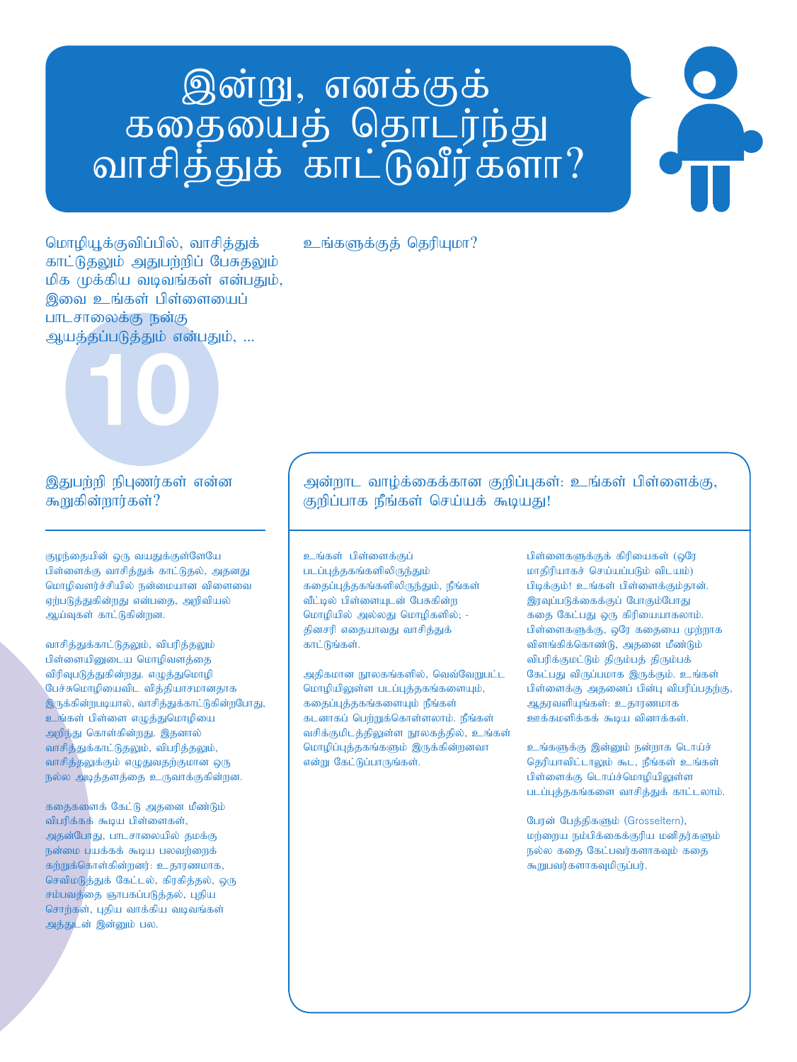# இன்று, எனக்குக் கதையைத் தொடர்ந்து வாசித்துக் காட்டுவீர்களா?

மொழியூக்குவிப்பில், வாசித்துக் காட்டுதலும் அதுபற்றிப் பேசுதலும் மிக முக்கிய வடிவங்கள் என்பதும், இவை உங்கள் பிள்ளையைப் பாடசாலைக்கு நன்கு ஆயத்தப்படுத்தும் என்பதும், ... உங்களுக்குத் தெரியுமா?

10

## இதுபற்றி நிபுணர்கள் என்ன கூறுகின்றார்கள்?

குழந்தையின் ஒரு வயதுக்குள்ளேயே பிள்ளைக்கு வாசித்துக் காட்டுதல், அதனது மொழிவளர்ச்சியில் நன்மையான விளைவை ஏற்படுத்துகின்றது என்பதை, அறிவியல் ஆய்வுகள் காட்டுகின்றன.

வாசித்துக்காட்டுதலும், விபரித்தலும் பிள்ளையினுடைய மொழிவளத்தை விரிவுபடுத்துகின்றது. எழுத்துமொழி பேச்சுமொழியைவிட வித்தியாசமானதாக இருக்கின்றபடியால், வாசித்துக்காட்டுகின்றபோது, உங்கள் பிள்ளை எழுத்துமொழியை அறிந்து கொள்கின்றது. இதனால் வாசித்துக்காட்டுதலும், விபரித்தலும், வாசித்தலுக்கும் எழுதுவதற்குமான ஒரு நல்ல அடித்தளத்தை உருவாக்குகின்றன.

கதைகளைக் கேட்டு அதனை மீண்டும் விபரிக்கக் கூடிய பிள்ளைகள், அதன்போது, பாடசாலையில் தமக்கு நன்மை பயக்கக் கூடிய பலவற்றைக் கற்றுக்கொள்கின்றனர்: உதாரணமாக, செவிமடுத்துக் கேட்டல், கிரகித்தல், ஒரு சம்பவத்தை ஞாபகப்படுத்தல், புதிய சொற்கள், புதிய வாக்கிய வடிவங்கள் அத்துடன் இன்னும் பல.

## அன்றாட வாழ்க்கைக்கான குறிப்புகள்: உங்கள் பிள்ளைக்கு, குறிப்பாக நீங்கள் செய்யக் கூடியது!

உங்கள் பிள்ளைக்குப் படப்புத்தகங்களிலிருந்தும் கதைப்புத்தகங்களிலிருந்தும், நீங்கள் வீட்டில் பிள்ளையுடன் பேசுகின்ற மொழியில் அல்லது மொழிகளில்; - தினசரி எதையாவது வாசித்துக் காட்டுங்கள்.

அதிகமான நூலகங்களில், வெவ்வேறுபட்ட மொழியிலுள்ள படப்புத்தகங்களையும், கதைப்புத்தகங்களையும் நீங்கள் கடனாகப் பெற்றுக்கொள்ளலாம். நீங்கள் வசிக்குமிடத்திலுள்ள நூலகத்தில், உங்கள் மொழிப்புத்தகங்களும் இருக்கின்றனவா என்று கேட்டுப்பாருங்கள்.

பிள்ளைகளுக்குக் கிரியைகள் (ஒரே மாதிரியாகச் செய்யப்படும் விடயம்) பிடிக்கும்! உங்கள் பிள்ளைக்கும்தான். இரவுப்படுக்கைக்குப் போகும்போது கதை கேட்பது ஒரு கிரியையாகலாம். பிள்ளைகளுக்கு, ஒரே கதையை முற்றாக விளங்கிக்கொண்டு, அதனை மீண்டும் விபரிக்குமட்டும் திரும்பத் திரும்பக் கேட்பது விருப்பமாக இருக்கும். உங்கள் பிள்ளைக்கு அதனைப் பின்பு விபரிப்பதற்கு, ஆதரவளியுங்கள்: உதாரணமாக ஊக்கமளிக்கக் கூடிய வினாக்கள்.

உங்களுக்கு இன்னும் நன்றாக டொய்ச் தெரியாவிட்டாலும் கூட, நீங்கள் உங்கள் பிள்ளைக்கு டொய்ச்மொழியிலுள்ள படப்புத்தகங்களை வாசித்துக் காட்டலாம்.

பேரன் பேத்திகளும் (Grosseltern), மற்றைய நம்பிக்கைக்குரிய மனிதர்களும் நல்ல கதை கேட்பவர்களாகவும் கதை கூறுபவர்களாகவுமிருப்பர்.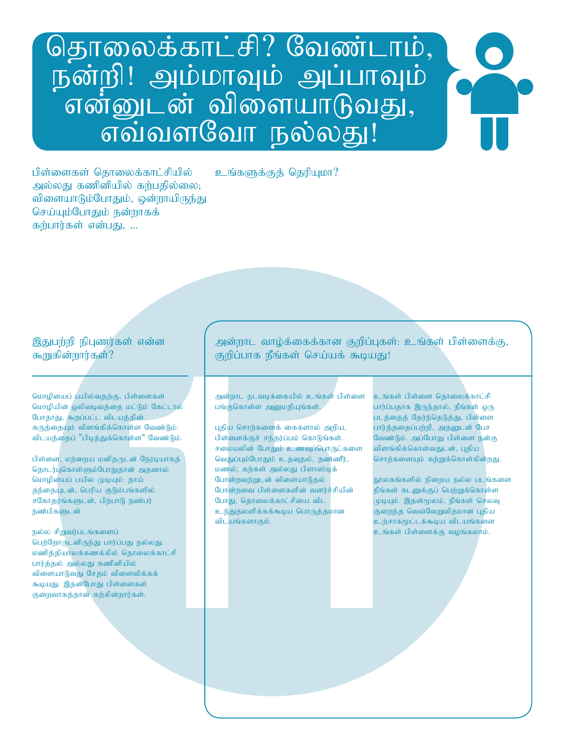# தொலைக்காட்சி? வேண்டாம், நன்றி! அம்மாவும் அப்பாவும் என்னுடன் விளையாடுவது, எவ்வளவோ நல்லது!

பிள்ளைகள் தொலைக்காட்சியில் அல்லது கணினியில் கற்பதில்லை; விளையாடும்போதும், ஒன்றாயிருந்து செய்யும்போதும் நன்றாகக் கற்பார்கள் என்பது, ...

உங்களுக்குத் தெரியுமா?

## இதுபற்றி நிபுணர்கள் என்ன கூறுகின்றார்கள்?

மொழியைப் பயில்வதற்கு, பிள்ளைகள் மொழியின் ஒலிவடிவத்தை மட்டும் கேட்டால் போதாது, கூறப்பட்ட விடயத்தின் கருத்தையும் விளங்கிக்கொள்ள வேண்டும்: விடயத்தைப் "பிடித்துக்கொள்ள" வேண்டும்.

பிள்ளை, மற்றைய மனிதருடன் நேரடியாகத் தொடர்புகொள்ளும்போதுதான் அதனால் மொழியைப் பயில முடியும்: தாய் தந்தையுடன், பெரிய குடும்பங்களில் சகோதரங்களுடன், பிற்பாடு நண்பர் நண்பிகளுடன்

நல்ல சிறுவர்படங்களைப் பெற்றோருடனிருந்து பார்ப்பது நல்லது. மணித்தியாலக்கணக்கில் தொலைக்காட்சி பார்த்தல் அல்லது கணினியில் விளையாடுவது சேதம் விளைவிக்கக் கூடியது. இதன்போது பிள்ளைகள் குறைவாகத்தான் கற்கின்றார்கள்.

## அன்றாட வாழ்க்கைக்கான குறிப்புகள்: உங்கள் பிள்ளைக்கு, குறிப்பாக நீங்கள் செய்யக் கூடியது!

அன்றாட நடவடிக்கையில் உங்கள் பிள்ளை பங்குகொள்ள அனுமதியுங்கள்.

புதிய சொற்களைக் கைகளால் அறிய, பிள்ளைக்குச் சந்தர்ப்பம் கொடுங்கள். சமையலின் போதும் உணவுப்பொருட்களை வெதுப்பும்போதும் உதவுதல், தண்ணீர், மணல், கற்கள் அல்லது பிளாஸ்டிக் போன்றவற்றுடன் விளையாடுதல் போன்றவை பிள்ளைகளின் வளர்ச்சியின் போது, தொலைக்காட்சியை விட உந்துதலளிக்கக்கூடிய பொருத்தமான விடயங்களாகும்.

உங்கள் பிள்ளை தொலைக்காட்சி பார்ப்பதாக இருந்தால், நீங்கள் ஒரு படத்தைத் தேர்ந்தெடுத்து, பிள்ளை பார்த்ததைப்பற்றி, அதனுடன் பேச வேண்டும். அப்போது பிள்ளை நன்கு விளங்கிக்கொள்வதுடன், புதிய சொற்களையும் கற்றுக்கொள்கின்றது.

நூலகங்களில் நிறைய நல்ல படங்களை நீங்கள் கடனுக்குப் பெற்றுக்கொள்ள முடியும். இதன்மூலம், நீங்கள் செலவு குறைந்த வெவ்வேறுவிதமான புதிய உற்சாகமூட்டக்கூடிய விடயங்களை உங்கள் பிள்ளைக்கு வழங்கலாம்.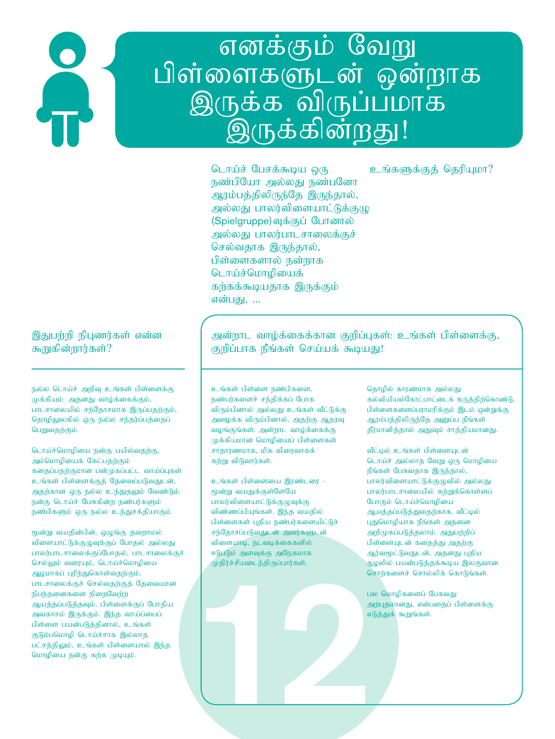# எனக்கும் வேறு பிள்ளைகளுடன் ஒன்றாக இருக்க விருப்பமாக இருக்கின்றது!

உங்களுக்குத் தெரியுமா?

டொய்ச் பேசக்கூடிய ஒரு நண்பியோ அல்லது நண்பனோ ஆரம்பத்திலிருந்தே இருந்தால், அல்லது பாலர்விளையாட்டுக்குழு (Spielgruppe) வுக்குப் போனால் அல்லது பாலர்பாடசாலைக்குச் செல்வதாக இருந்தால், பிள்ளைகளால் நன்றாக டொய்ச்மொழியைக் கற்கக்கூடியதாக இருக்கும் என்பது, ...

## இதுபற்றி நிபுணர்கள் என்ன கூறுகின்றார்கள்?

நல்ல டொய்ச் அறிவு உங்கள் பிள்ளைக்கு முக்கியம்: அதனது வாழ்க்கைக்கும், பாடசாலையில் சந்தோசமாக இருப்பதற்கும், தொழிலுலகில் ஒரு நல்ல சந்தர்ப்பத்தைப் பெறுவதற்கும்.

டொய்ச்மொழியை நன்கு பயில்வதற்கு, அம்மொழியைக் கேட்பதற்கும் கதைப்பதற்குமான பன்முகப்பட்ட வாய்ப்புகள் உங்கள் பிள்ளைக்குத் தேவைப்படுவதுடன், அதற்கான ஒரு நல்ல உந்துதலும் வேண்டும். நன்கு டொய்ச் பேசுகின்ற நண்பர்களும் நண்பிகளும் ஒரு நல்ல உந்துசக்தியாகும்.

மூன்று வயதின்பின், ஒழுங்கு தவறாமல் விளையாட்டுக்குழுவுக்குப் போதல் அல்லது பாலர்பாடசாலைக்குப்போதல், பாடசாலைக்குச் செல்லும் வரையும், டொய்ச்மொழியை ஆழமாகப் புரிந்துகொள்வதற்கும், பாடசாலைக்குச் செல்வதற்குத் தேவையான நிபந்தனைகளை நிறைவேற்ற ஆயத்தப்படுத்தவும், பிள்ளைக்குப் போதிய அவகாசம் இருக்கும். இந்த வாய்ப்பைப் பிள்ளை பயன்படுத்தினால், உங்கள் குடும்பமொழி டொய்ச்சாக இல்லாத பட்சத்திலும், உங்கள் பிள்ளையால் இந்த மொழியை நன்கு கற்க முடியும்.

## அன்றாட வாழ்க்கைக்கான குறிப்புகள்: உங்கள் பிள்ளைக்கு, குறிப்பாக நீங்கள் செய்யக் கூடியது!

உங்கள் பிள்ளை நண்பிகளை, நண்பர்களைச் சந்திக்கப் போக விரும்பினால் அல்லது உங்கள் வீட்டுக்கு அழைக்க விரும்பினால், அதற்கு ஆதரவு வழங்குங்கள். அன்றாட வாழ்க்கைக்கு முக்கியமான மொழியைப் பிள்ளைகள் சாதாரணமாக, மிக விரைவாகக் கற்று விடுவார்கள்.

உங்கள் பிள்ளையை இரண்டரை - மூன்று வயதுக்குள்ளேயே பாலர்விளையாட்டுக்குழுவுக்கு விண்ணப்பியுங்கள். இந்த வயதில் பிள்ளைகள் புதிய நண்பர்களையிட்டுச் சந்தோசப்படுவதுடன் அவர்களுடன் விளையாடி, நடவடிக்கைகளில் ஈடுபடும் அளவுக்கு அநேகமாக முதிர்ச்சியடைந்திருப்பார்கள்.

தொழில் காரணமாக அல்லது கல்வியியல்கோட்பாட்டைக் கருத்திற்கொண்டு, பிள்ளைகளைப்பராமரிக்கும் இடம் ஒன்றுக்கு ஆரம்பத்திலிருந்தே அனுப்ப நீங்கள் தீர்மானித்தால் அதுவும் சாத்தியமானது.

வீட்டில் உங்கள் பிள்ளையுடன் டொய்ச் அல்லாத வேறு ஒரு மொழியை நீங்கள் பேசுவதாக இருந்தால், பாலர்விளையாட்டுக்குழுவில் அல்லது பாலர்பாடசாலையில் கற்றுக்கொள்ளப் போகும் டொய்ச்மொழியை ஆயத்தப்படுத்துவதற்காக, வீட்டில் புதுமொழியாக நீங்கள் அதனை அறிமுகப்படுத்தலாம். அதுபற்றிப் பிள்ளையுடன் கதைத்து அதற்கு ஆர்வமூட்டுவதுடன், அதனது புதிய சூழலில் பயன்படுத்தக்கூடிய இலகுவான சொற்களைச் சொல்லிக் கொடுங்கள்.

பல மொழிகளைப் பேசுவது அற்புதமானது, என்பதைப் பிள்ளைக்கு எடுத்துக் கூறுங்கள்.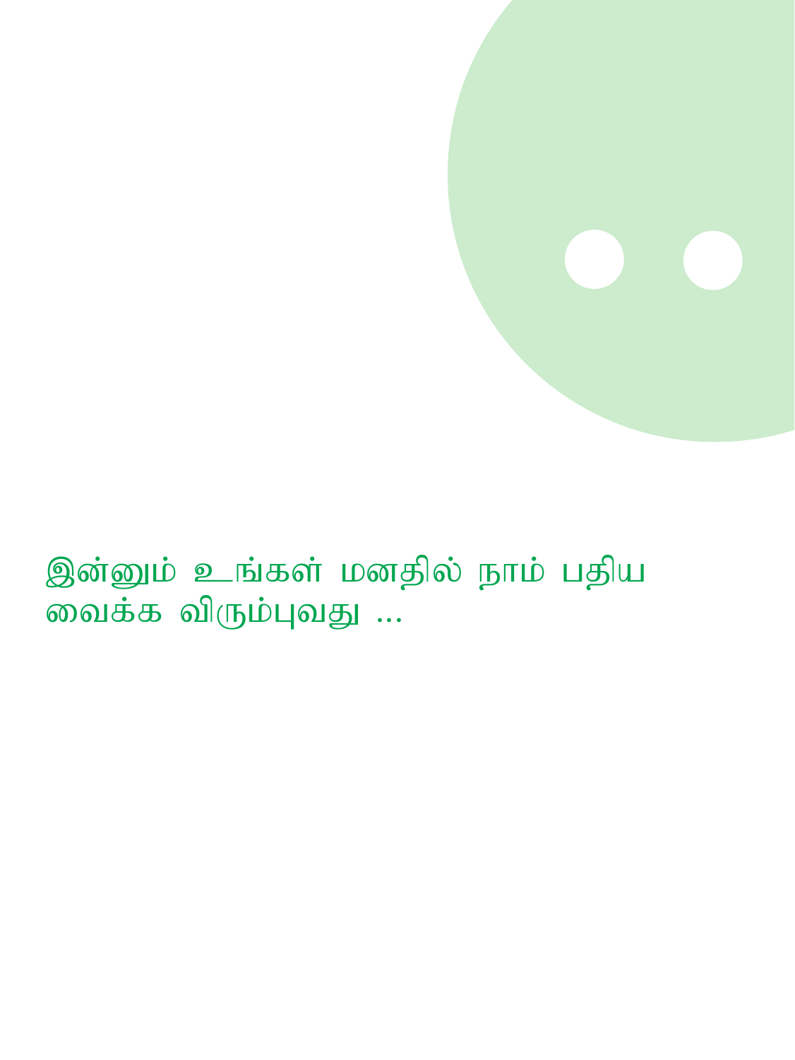இன்னும் உங்கள் மனதில் நாம் பதிய வைக்க விரும்புவது ...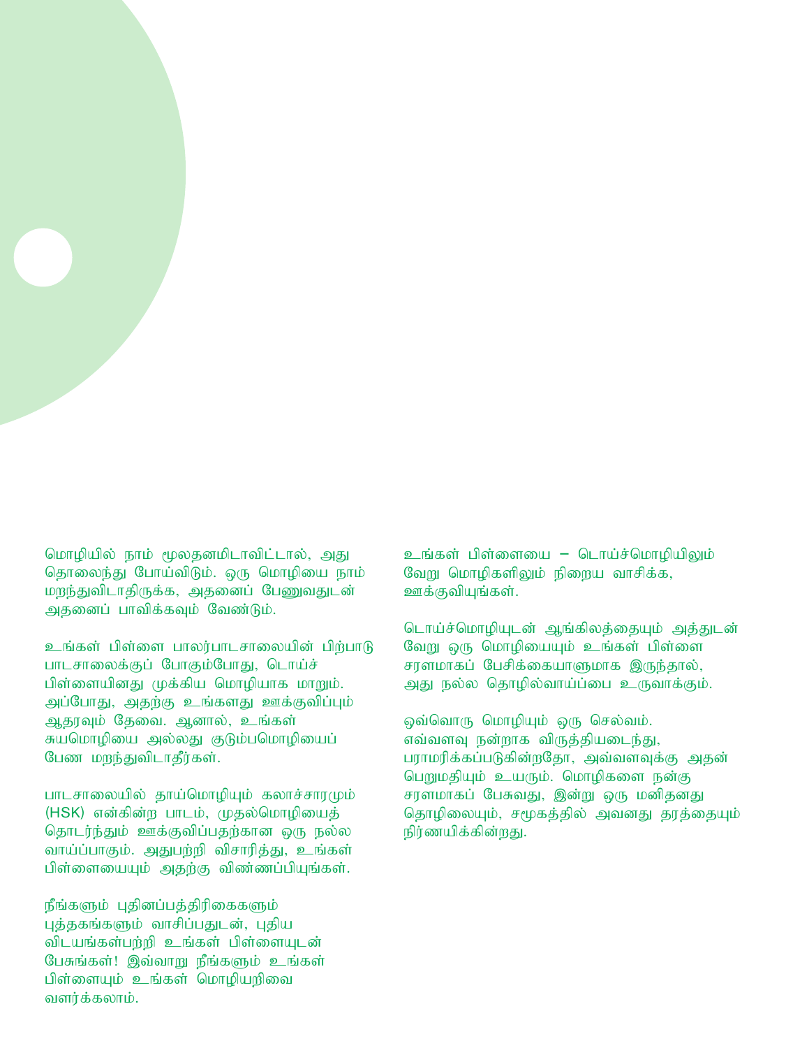மொழியில் நாம் மூலதனமிடாவிட்டால், அது தொலைந்து போய்விடும். ஒரு மொழியை நாம் மறந்துவிடாதிருக்க, அதனைப் பேணுவதுடன் அதனைப் பாவிக்கவும் வேண்டும்.

உங்கள் பிள்ளை பாலர்பாடசாலையின் பிற்பாடு பாடசாலைக்குப் போகும்போது, டொய்ச் பிள்ளையினது முக்கிய மொழியாக மாறும். அப்போது, அதற்கு உங்களது ஊக்குவிப்பும் ஆதரவும் தேவை. ஆனால், உங்கள் சுயமொழியை அல்லது குடும்பமொழியைப் பேண மறந்துவிடாதீர்கள்.

பாடசாலையில் தாய்மொழியும் கலாச்சாரமும் (HSK) என்கின்ற பாடம், முதல்மொழியைத் தொடர்ந்தும் ஊக்குவிப்பதற்கான ஒரு நல்ல வாய்ப்பாகும். அதுபற்றி விசாரித்து, உங்கள் பிள்ளையையும் அதற்கு விண்ணப்பியுங்கள்.

நீங்களும் புதினப்பத்திரிகைகளும் புத்தகங்களும் வாசிப்பதுடன், புதிய விடயங்கள்பற்றி உங்கள் பிள்ளையுடன் பேசுங்கள்! இவ்வாறு நீங்களும் உங்கள் பிள்ளையும் உங்கள் மொழியறிவை வளர்க்கலாம்.

உங்கள் பிள்ளையை – டொய்ச்மொழியிலும் வேறு மொழிகளிலும் நிறைய வாசிக்க, ஊக்குவியுங்கள்.

டொய்ச்மொழியுடன் ஆங்கிலத்தையும் அத்துடன் வேறு ஒரு மொழியையும் உங்கள் பிள்ளை சரளமாகப் பேசிக்கையாளுமாக இருந்தால், அது நல்ல தொழில்வாய்ப்பை உருவாக்கும்.

ஒவ்வொரு மொழியும் ஒரு செல்வம். எவ்வளவு நன்றாக விருத்தியடைந்து, பராமரிக்கப்படுகின்றதோ, அவ்வளவுக்கு அதன் பெறுமதியும் உயரும். மொழிகளை நன்கு சரளமாகப் பேசுவது, இன்று ஒரு மனிதனது தொழிலையும், சமூகத்தில் அவனது தரத்தையும் நிர்ணயிக்கின்றது.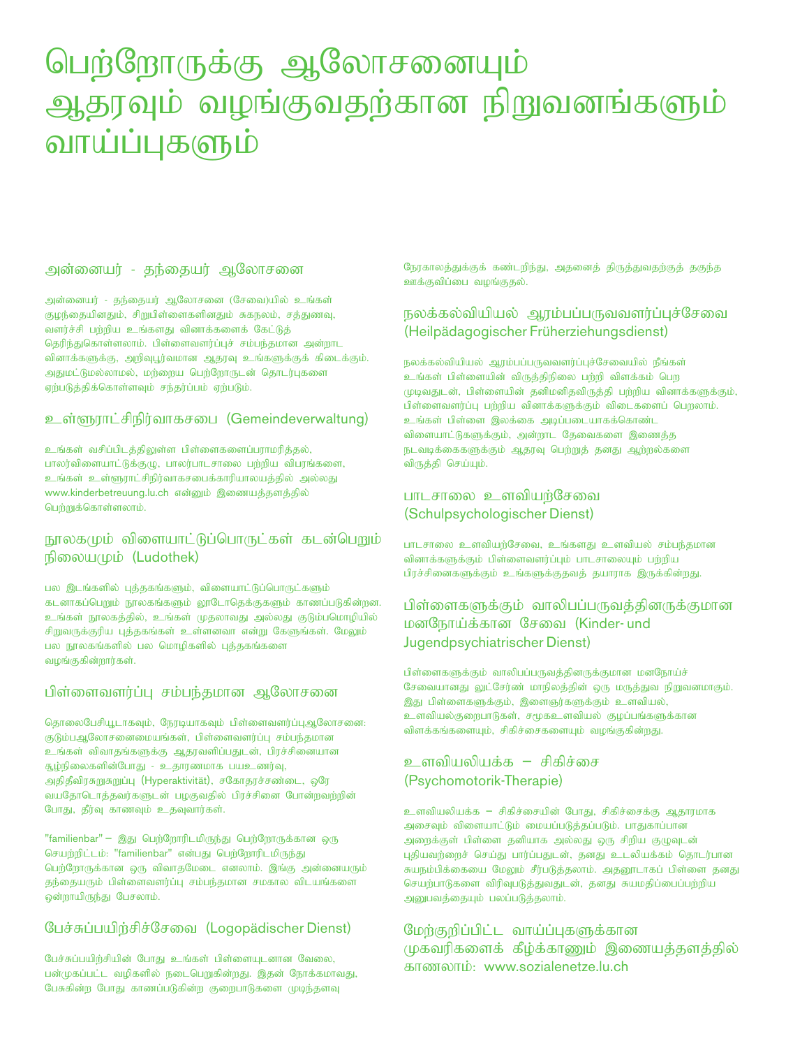# பெற்றோருக்கு ஆலோசனையும் ஆதரவும் வழங்குவதற்கான நிறுவனங்களும் வாய்ப்புகளும்

## அன்னையர் - தந்தையர் ஆலோசனை

அன்னையர் - தந்தையர் ஆலோசனை (சேவை)யில் உங்கள் குழந்தையினதும், சிறுபிள்ளைகளினதும் சுகநலம், சத்துணவு, வளர்ச்சி பற்றிய உங்களது வினாக்களைக் கேட்டுத் தெரிந்துகொள்ளலாம். பிள்ளைவளர்ப்புச் சம்பந்தமான அன்றாட வினாக்களுக்கு, அறிவுபூர்வமான ஆதரவு உங்களுக்குக் கிடைக்கும். அதுமட்டுமல்லாமல், மற்றைய பெற்றோருடன் தொடர்புகளை ஏற்படுத்திக்கொள்ளவும் சந்தர்ப்பம் ஏற்படும்.

## உள்ளூராட்சிநிர்வாகசபை (Gemeindeverwaltung)

உங்கள் வசிப்பிடத்திலுள்ள பிள்ளைகளைப்பராமரித்தல், பாலர்விளையாட்டுக்குழு, பாலர்பாடசாலை பற்றிய விபரங்களை, உங்கள் உள்ளூராட்சிநிர்வாகசபைக்காரியாலயத்தில் அல்லது www.kinderbetreuung.lu.ch என்னும் இணையத்தளத்தில் பெற்றுக்கொள்ளலாம்.

## நூலகமும் விளையாட்டுப்பொருட்கள் கடன்பெறும் நிலையமும் (Ludothek)

பல இடங்களில் புத்தகங்களும், விளையாட்டுப்பொருட்களும் கடனாகப்பெறும் நூலகங்களும் லூடோதெக்குகளும் காணப்படுகின்றன. உங்கள் நூலகத்தில், உங்கள் முதலாவது அல்லது குடும்பமொழியில் சிறுவருக்குரிய புத்தகங்கள் உள்ளனவா என்று கேளுங்கள். மேலும் பல நூலகங்களில் பல மொழிகளில் புத்தகங்களை வழங்குகின்றார்கள்.

## பிள்ளைவளர்ப்பு சம்பந்தமான ஆலோசனை

தொலைபேசியூடாகவும், நேரடியாகவும் பிள்ளைவளர்ப்புஆலோசனை: குடும்பஆலோசனைமையங்கள், பிள்ளைவளர்ப்பு சம்பந்தமான உங்கள் விவாதங்களுக்கு ஆதரவளிப்பதுடன், பிரச்சினையான சூழ்நிலைகளின்போது - உதாரணமாக பயஉணர்வு, அதிதீவிரசுறுசுறுப்பு (Hyperaktivität), சகோதரச்சண்டை, ஒரே வயதோடொத்தவர்களுடன் பழகுவதில் பிரச்சினை போன்றவற்றின் போது, தீர்வு காணவும் உதவுவார்கள்.

"familienbar" – இது பெற்றோரிடமிருந்து பெற்றோருக்கான ஒரு செயற்றிட்டம்: "familienbar" என்பது பெற்றோரிடமிருந்து பெற்றோருக்கான ஒரு விவாதமேடை எனலாம். இங்கு அன்னையரும் தந்தையரும் பிள்ளைவளர்ப்பு சம்பந்தமான சமகால விடயங்களை ஒன்றாயிருந்து பேசலாம்.

## பேச்சுப்பயிற்சிச்சேவை (Logopädischer Dienst)

பேச்சுப்பயிற்சியின் போது உங்கள் பிள்ளையுடனான வேலை, பன்முகப்பட்ட வழிகளில் நடைபெறுகின்றது. இதன் நோக்கமாவது, பேசுகின்ற போது காணப்படுகின்ற குறைபாடுகளை முடிந்தளவு நேரகாலத்துக்குக் கண்டறிந்து, அதனைத் திருத்துவதற்குத் தகுந்த ஊக்குவிப்பை வழங்குதல்.

## நலக்கல்வியியல் ஆரம்பப்பருவவளர்ப்புச்சேவை (Heilpädagogischer Früherziehungsdienst)

நலக்கல்வியியல் ஆரம்பப்பருவவளர்ப்புச்சேவையில் நீங்கள் உங்கள் பிள்ளையின் விருத்திநிலை பற்றி விளக்கம் பெற முடிவதுடன், பிள்ளையின் தனிமனிதவிருத்தி பற்றிய வினாக்களுக்கும், பிள்ளைவளர்ப்பு பற்றிய வினாக்களுக்கும் விடைகளைப் பெறலாம். உங்கள் பிள்ளை இலக்கை அடிப்படையாகக்கொண்ட விளையாட்டுகளுக்கும், அன்றாட தேவைகளை இணைத்த நடவடிக்கைகளுக்கும் ஆதரவு பெற்றுத் தனது ஆற்றல்களை விருத்தி செய்யும்.

## பாடசாலை உளவியற்சேவை (Schulpsychologischer Dienst)

பாடசாலை உளவியற்சேவை, உங்களது உளவியல் சம்பந்தமான வினாக்களுக்கும் பிள்ளைவளர்ப்பும் பாடசாலையும் பற்றிய பிரச்சினைகளுக்கும் உங்களுக்குதவத் தயாராக இருக்கின்றது.

## பிள்ளைகளுக்கும் வாலிபப்பருவத்தினருக்குமான மனநோய்க்கான சேவை (Kinder- und Jugendpsychiatrischer Dienst)

பிள்ளைகளுக்கும் வாலிபப்பருவத்தினருக்குமான மனநோய்ச் சேவையானது லூட்சேர்ண் மாநிலத்தின் ஒரு மருத்துவ நிறுவனமாகும். இது பிள்ளைகளுக்கும், இளைஞர்களுக்கும் உளவியல், உளவியல்குறைபாடுகள், சமூகஉளவியல் குழப்பங்களுக்கான விளக்கங்களையும், சிகிச்சைகளையும் வழங்குகின்றது.

## உளவியலியக்க – சிகிச்சை (Psychomotorik-Therapie)

உளவியலியக்க – சிகிச்சையின் போது, சிகிச்சைக்கு ஆதாரமாக அசைவும் விளையாட்டும் மையப்படுத்தப்படும். பாதுகாப்பான அறைக்குள் பிள்ளை தனியாக அல்லது ஒரு சிறிய குழுவுடன் புதியவற்றைச் செய்து பார்ப்பதுடன், தனது உடலியக்கம் தொடர்பான சுயநம்பிக்கையை மேலும் சீர்படுத்தலாம். அதனூடாகப் பிள்ளை தனது செயற்பாடுகளை விரிவுபடுத்துவதுடன், தனது சுயமதிப்பைப்பற்றிய அனுபவத்தையும் பலப்படுத்தலாம்.

## மேற்குறிப்பிட்ட வாய்ப்புகளுக்கான முகவரிகளைக் கீழ்க்காணும் இணையத்தளத்தில் காணலாம்: www.sozialenetze.lu.ch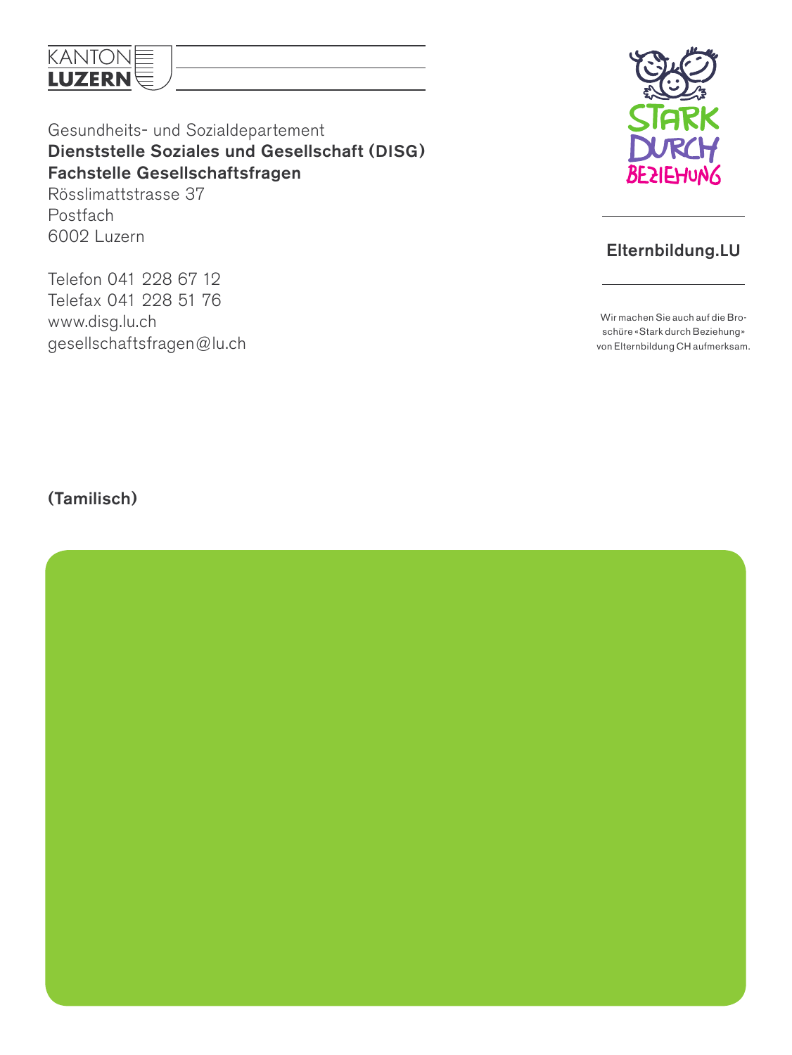KANTON
**LUZERN**

Gesundheits- und Sozialdepartement
**Dienststelle Soziales und Gesellschaft (DISG)**
**Fachstelle Gesellschaftsfragen**
Rösslimattstrasse 37
Postfach
6002 Luzern

Telefon 041 228 67 12
Telefax 041 228 51 76
www.disg.lu.ch
gesellschaftsfragen@lu.ch

STARK DURCH BEZIEHUNG

Elternbildung.LU

Wir machen Sie auch auf die Broschüre «Stark durch Beziehung» von Elternbildung CH aufmerksam.

(Tamilisch)